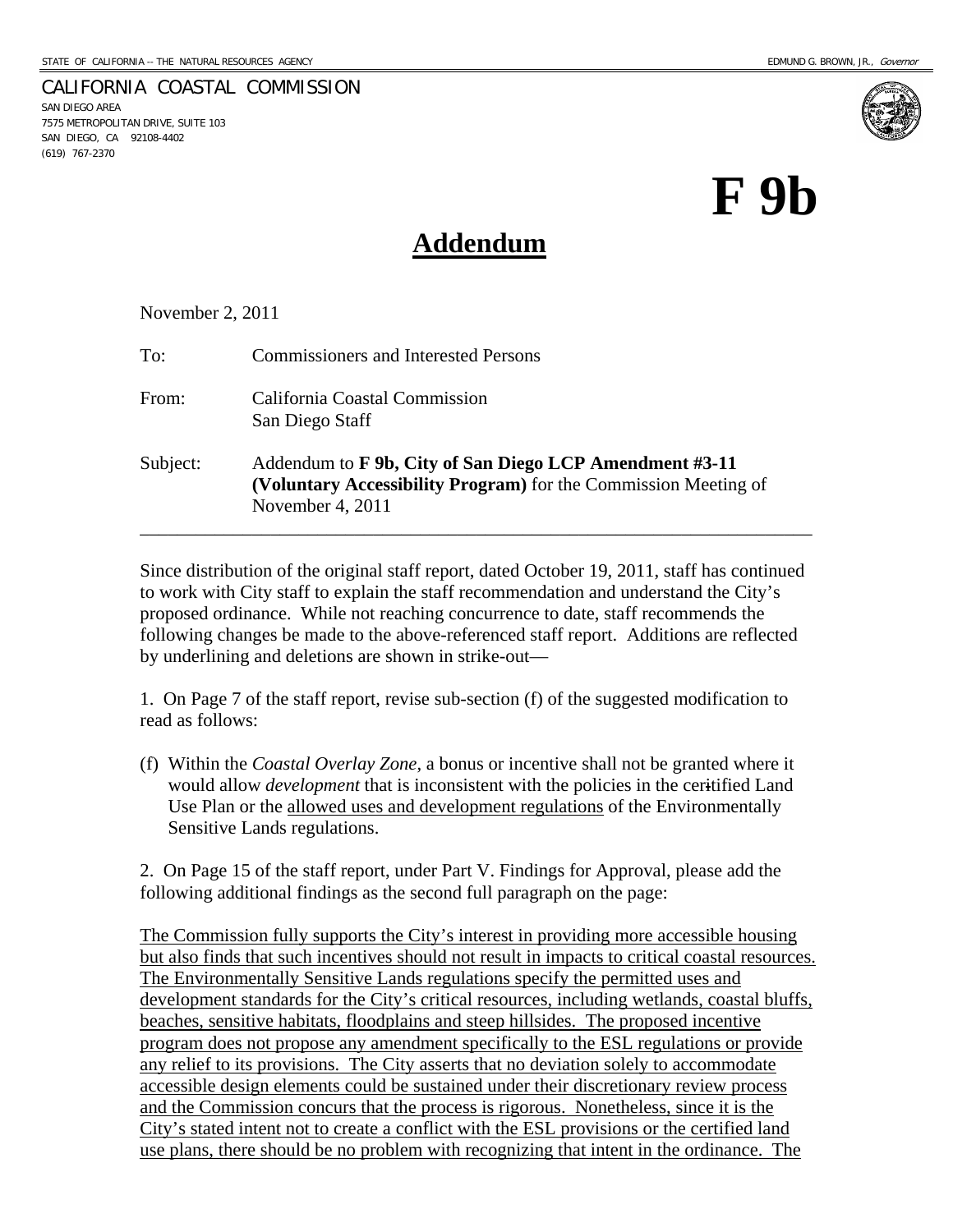STATE OF CALIFORNIA -- THE NATURAL RESOURCES AGENCY EDMUND G. BROWN, JR., *Governor*

CALIFORNIA COASTAL COMMISSION
SAN DIEGO AREA
7575 METROPOLITAN DRIVE, SUITE 103
SAN DIEGO, CA 92108-4402
(619) 767-2370

# F 9b

## Addendum

November 2, 2011

To: Commissioners and Interested Persons

From: California Coastal Commission
San Diego Staff

Subject: Addendum to **F 9b, City of San Diego LCP Amendment #3-11 (Voluntary Accessibility Program)** for the Commission Meeting of November 4, 2011

---

Since distribution of the original staff report, dated October 19, 2011, staff has continued to work with City staff to explain the staff recommendation and understand the City's proposed ordinance. While not reaching concurrence to date, staff recommends the following changes be made to the above-referenced staff report. Additions are reflected by underlining and deletions are shown in strike-out—

1. On Page 7 of the staff report, revise sub-section (f) of the suggested modification to read as follows:

(f) Within the *Coastal Overlay Zone*, a bonus or incentive shall not be granted where it would allow *development* that is inconsistent with the policies in the certified Land Use Plan or the <u>allowed uses and development regulations</u> of the Environmentally Sensitive Lands regulations.

2. On Page 15 of the staff report, under Part V. Findings for Approval, please add the following additional findings as the second full paragraph on the page:

<u>The Commission fully supports the City's interest in providing more accessible housing but also finds that such incentives should not result in impacts to critical coastal resources. The Environmentally Sensitive Lands regulations specify the permitted uses and development standards for the City's critical resources, including wetlands, coastal bluffs, beaches, sensitive habitats, floodplains and steep hillsides. The proposed incentive program does not propose any amendment specifically to the ESL regulations or provide any relief to its provisions. The City asserts that no deviation solely to accommodate accessible design elements could be sustained under their discretionary review process and the Commission concurs that the process is rigorous. Nonetheless, since it is the City's stated intent not to create a conflict with the ESL provisions or the certified land use plans, there should be no problem with recognizing that intent in the ordinance. The</u>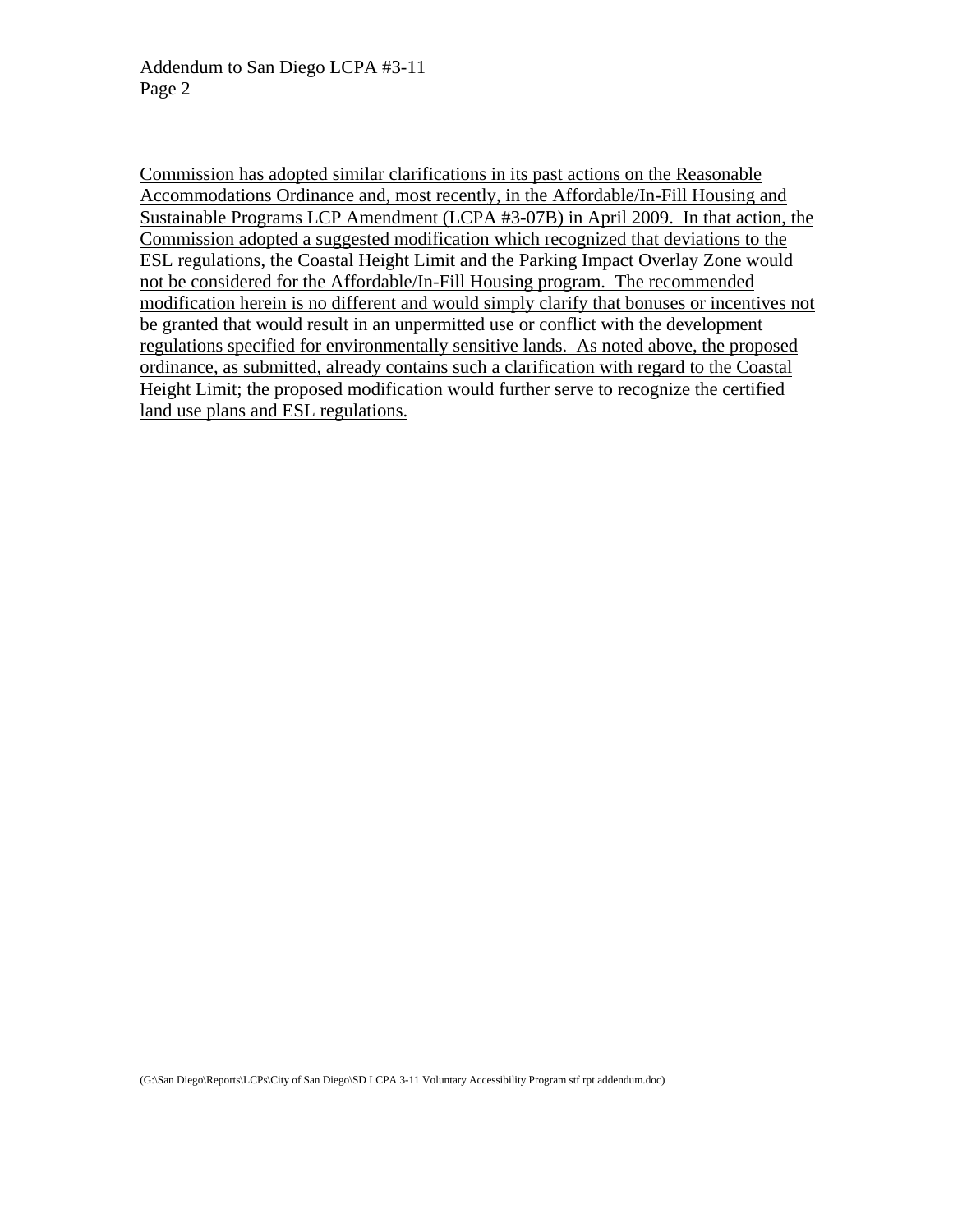<u>Commission has adopted similar clarifications in its past actions on the Reasonable Accommodations Ordinance and, most recently, in the Affordable/In-Fill Housing and Sustainable Programs LCP Amendment (LCPA #3-07B) in April 2009. In that action, the Commission adopted a suggested modification which recognized that deviations to the ESL regulations, the Coastal Height Limit and the Parking Impact Overlay Zone would not be considered for the Affordable/In-Fill Housing program. The recommended modification herein is no different and would simply clarify that bonuses or incentives not be granted that would result in an unpermitted use or conflict with the development regulations specified for environmentally sensitive lands. As noted above, the proposed ordinance, as submitted, already contains such a clarification with regard to the Coastal Height Limit; the proposed modification would further serve to recognize the certified land use plans and ESL regulations.</u>

(G:\San Diego\Reports\LCPs\City of San Diego\SD LCPA 3-11 Voluntary Accessibility Program stf rpt addendum.doc)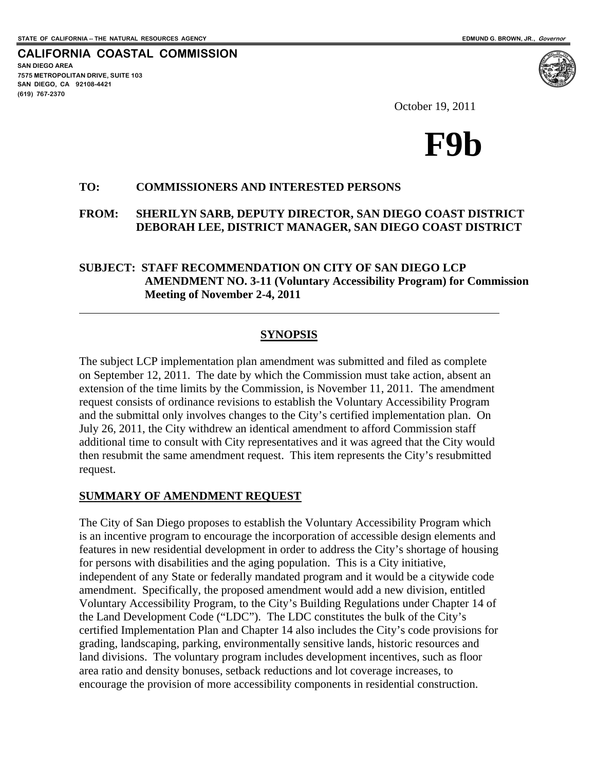STATE OF CALIFORNIA -- THE NATURAL RESOURCES AGENCY — EDMUND G. BROWN, JR., *Governor*

**CALIFORNIA COASTAL COMMISSION**
**SAN DIEGO AREA**
**7575 METROPOLITAN DRIVE, SUITE 103**
**SAN DIEGO, CA 92108-4421**
**(619) 767-2370**

October 19, 2011

# F9b

**TO:** **COMMISSIONERS AND INTERESTED PERSONS**

**FROM:** **SHERILYN SARB, DEPUTY DIRECTOR, SAN DIEGO COAST DISTRICT**
**DEBORAH LEE, DISTRICT MANAGER, SAN DIEGO COAST DISTRICT**

**SUBJECT: STAFF RECOMMENDATION ON CITY OF SAN DIEGO LCP AMENDMENT NO. 3-11 (Voluntary Accessibility Program) for Commission Meeting of November 2-4, 2011**

---

## SYNOPSIS

The subject LCP implementation plan amendment was submitted and filed as complete on September 12, 2011. The date by which the Commission must take action, absent an extension of the time limits by the Commission, is November 11, 2011. The amendment request consists of ordinance revisions to establish the Voluntary Accessibility Program and the submittal only involves changes to the City's certified implementation plan. On July 26, 2011, the City withdrew an identical amendment to afford Commission staff additional time to consult with City representatives and it was agreed that the City would then resubmit the same amendment request. This item represents the City's resubmitted request.

## SUMMARY OF AMENDMENT REQUEST

The City of San Diego proposes to establish the Voluntary Accessibility Program which is an incentive program to encourage the incorporation of accessible design elements and features in new residential development in order to address the City's shortage of housing for persons with disabilities and the aging population. This is a City initiative, independent of any State or federally mandated program and it would be a citywide code amendment. Specifically, the proposed amendment would add a new division, entitled Voluntary Accessibility Program, to the City's Building Regulations under Chapter 14 of the Land Development Code ("LDC"). The LDC constitutes the bulk of the City's certified Implementation Plan and Chapter 14 also includes the City's code provisions for grading, landscaping, parking, environmentally sensitive lands, historic resources and land divisions. The voluntary program includes development incentives, such as floor area ratio and density bonuses, setback reductions and lot coverage increases, to encourage the provision of more accessibility components in residential construction.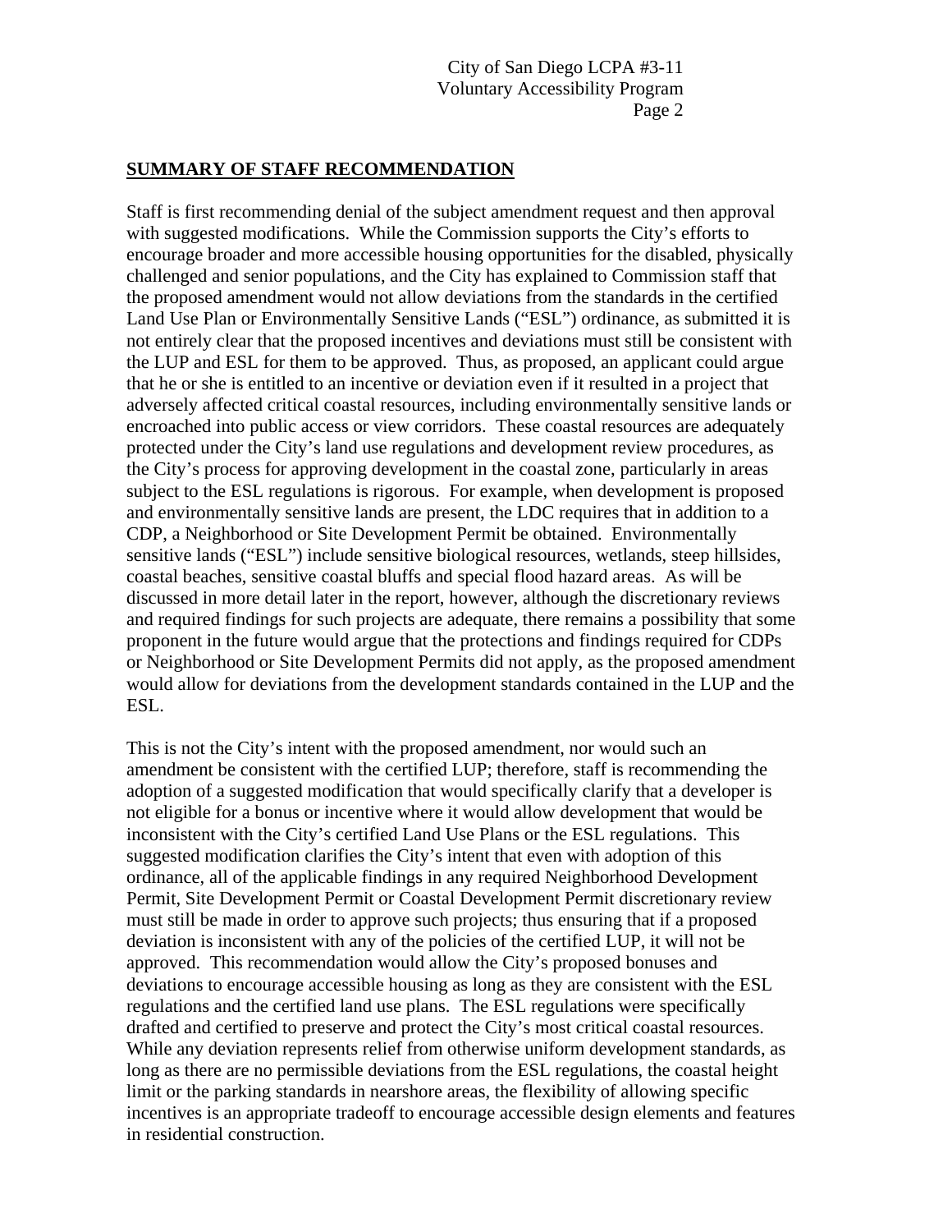## SUMMARY OF STAFF RECOMMENDATION

Staff is first recommending denial of the subject amendment request and then approval with suggested modifications. While the Commission supports the City's efforts to encourage broader and more accessible housing opportunities for the disabled, physically challenged and senior populations, and the City has explained to Commission staff that the proposed amendment would not allow deviations from the standards in the certified Land Use Plan or Environmentally Sensitive Lands ("ESL") ordinance, as submitted it is not entirely clear that the proposed incentives and deviations must still be consistent with the LUP and ESL for them to be approved. Thus, as proposed, an applicant could argue that he or she is entitled to an incentive or deviation even if it resulted in a project that adversely affected critical coastal resources, including environmentally sensitive lands or encroached into public access or view corridors. These coastal resources are adequately protected under the City's land use regulations and development review procedures, as the City's process for approving development in the coastal zone, particularly in areas subject to the ESL regulations is rigorous. For example, when development is proposed and environmentally sensitive lands are present, the LDC requires that in addition to a CDP, a Neighborhood or Site Development Permit be obtained. Environmentally sensitive lands ("ESL") include sensitive biological resources, wetlands, steep hillsides, coastal beaches, sensitive coastal bluffs and special flood hazard areas. As will be discussed in more detail later in the report, however, although the discretionary reviews and required findings for such projects are adequate, there remains a possibility that some proponent in the future would argue that the protections and findings required for CDPs or Neighborhood or Site Development Permits did not apply, as the proposed amendment would allow for deviations from the development standards contained in the LUP and the ESL.

This is not the City's intent with the proposed amendment, nor would such an amendment be consistent with the certified LUP; therefore, staff is recommending the adoption of a suggested modification that would specifically clarify that a developer is not eligible for a bonus or incentive where it would allow development that would be inconsistent with the City's certified Land Use Plans or the ESL regulations. This suggested modification clarifies the City's intent that even with adoption of this ordinance, all of the applicable findings in any required Neighborhood Development Permit, Site Development Permit or Coastal Development Permit discretionary review must still be made in order to approve such projects; thus ensuring that if a proposed deviation is inconsistent with any of the policies of the certified LUP, it will not be approved. This recommendation would allow the City's proposed bonuses and deviations to encourage accessible housing as long as they are consistent with the ESL regulations and the certified land use plans. The ESL regulations were specifically drafted and certified to preserve and protect the City's most critical coastal resources. While any deviation represents relief from otherwise uniform development standards, as long as there are no permissible deviations from the ESL regulations, the coastal height limit or the parking standards in nearshore areas, the flexibility of allowing specific incentives is an appropriate tradeoff to encourage accessible design elements and features in residential construction.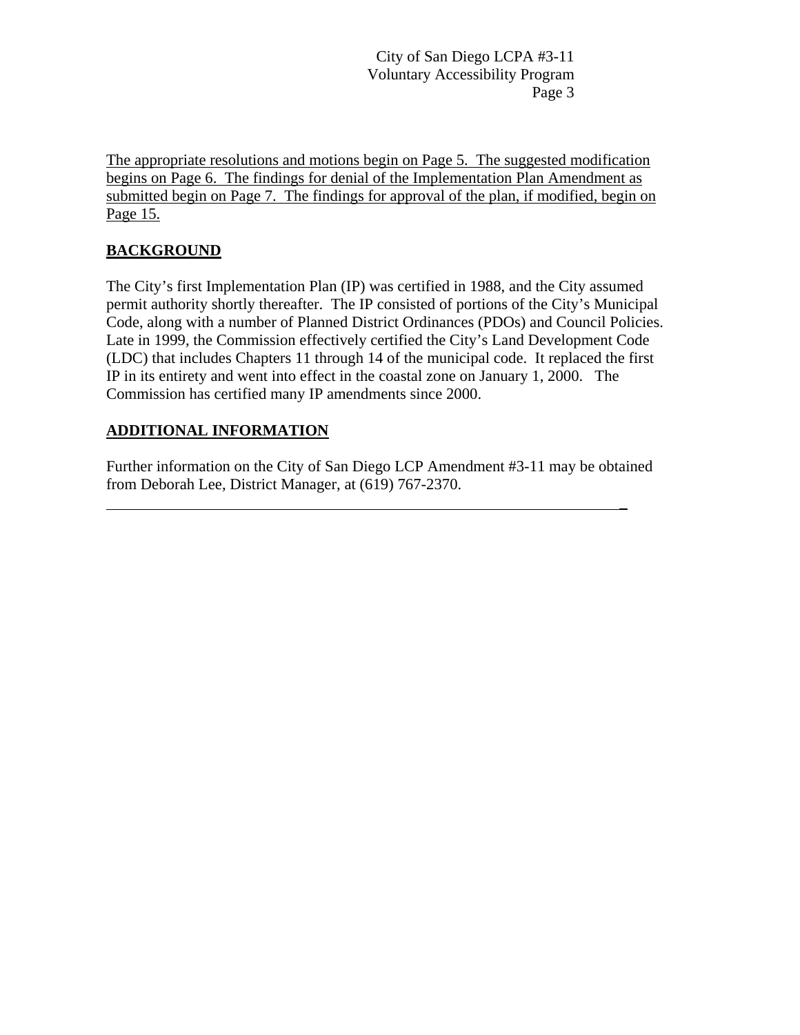The appropriate resolutions and motions begin on Page 5. The suggested modification begins on Page 6. The findings for denial of the Implementation Plan Amendment as submitted begin on Page 7. The findings for approval of the plan, if modified, begin on Page 15.

## BACKGROUND

The City's first Implementation Plan (IP) was certified in 1988, and the City assumed permit authority shortly thereafter. The IP consisted of portions of the City's Municipal Code, along with a number of Planned District Ordinances (PDOs) and Council Policies. Late in 1999, the Commission effectively certified the City's Land Development Code (LDC) that includes Chapters 11 through 14 of the municipal code. It replaced the first IP in its entirety and went into effect in the coastal zone on January 1, 2000. The Commission has certified many IP amendments since 2000.

## ADDITIONAL INFORMATION

Further information on the City of San Diego LCP Amendment #3-11 may be obtained from Deborah Lee, District Manager, at (619) 767-2370.

---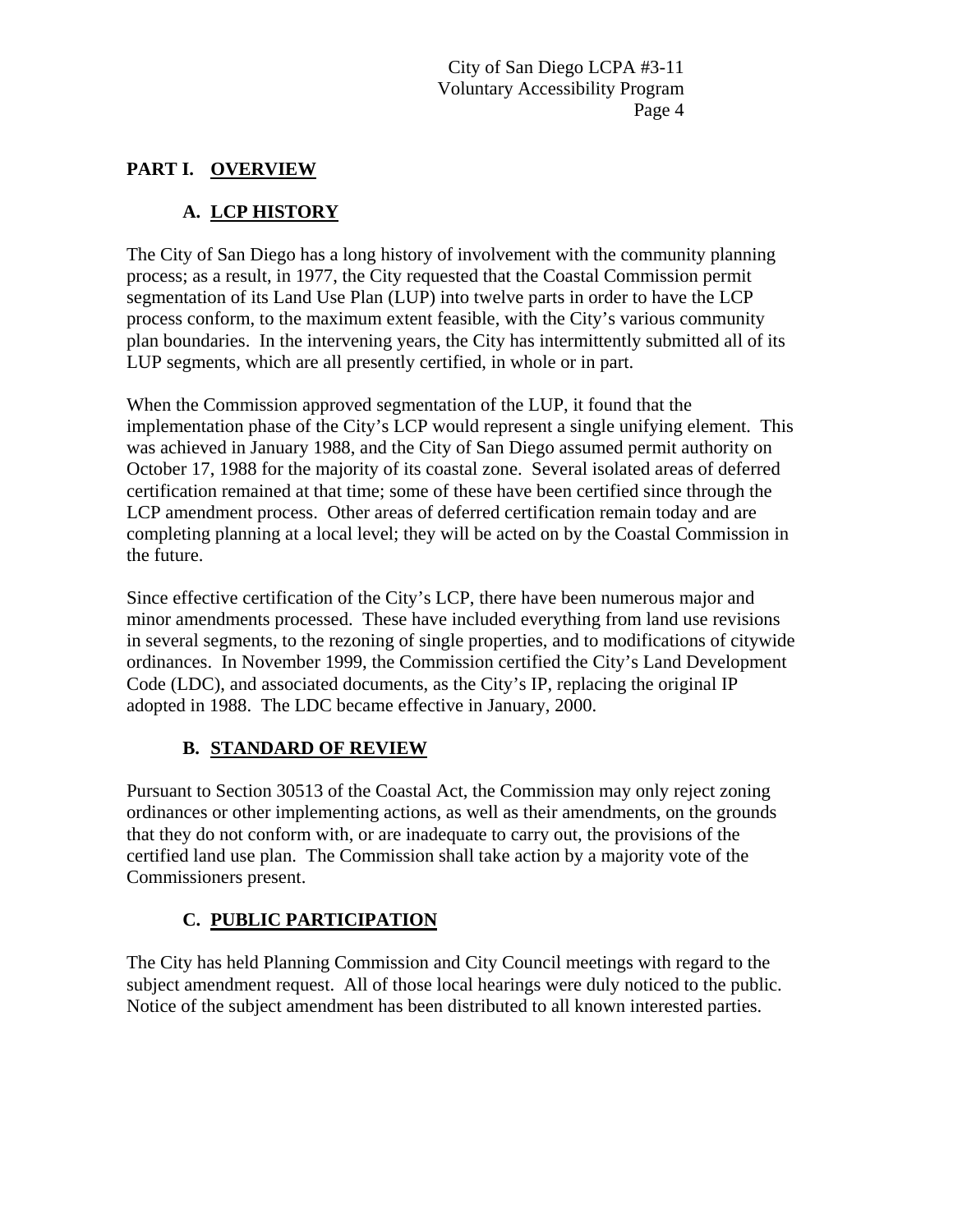## PART I. OVERVIEW

### A. LCP HISTORY

The City of San Diego has a long history of involvement with the community planning process; as a result, in 1977, the City requested that the Coastal Commission permit segmentation of its Land Use Plan (LUP) into twelve parts in order to have the LCP process conform, to the maximum extent feasible, with the City's various community plan boundaries. In the intervening years, the City has intermittently submitted all of its LUP segments, which are all presently certified, in whole or in part.

When the Commission approved segmentation of the LUP, it found that the implementation phase of the City's LCP would represent a single unifying element. This was achieved in January 1988, and the City of San Diego assumed permit authority on October 17, 1988 for the majority of its coastal zone. Several isolated areas of deferred certification remained at that time; some of these have been certified since through the LCP amendment process. Other areas of deferred certification remain today and are completing planning at a local level; they will be acted on by the Coastal Commission in the future.

Since effective certification of the City's LCP, there have been numerous major and minor amendments processed. These have included everything from land use revisions in several segments, to the rezoning of single properties, and to modifications of citywide ordinances. In November 1999, the Commission certified the City's Land Development Code (LDC), and associated documents, as the City's IP, replacing the original IP adopted in 1988. The LDC became effective in January, 2000.

### B. STANDARD OF REVIEW

Pursuant to Section 30513 of the Coastal Act, the Commission may only reject zoning ordinances or other implementing actions, as well as their amendments, on the grounds that they do not conform with, or are inadequate to carry out, the provisions of the certified land use plan. The Commission shall take action by a majority vote of the Commissioners present.

### C. PUBLIC PARTICIPATION

The City has held Planning Commission and City Council meetings with regard to the subject amendment request. All of those local hearings were duly noticed to the public. Notice of the subject amendment has been distributed to all known interested parties.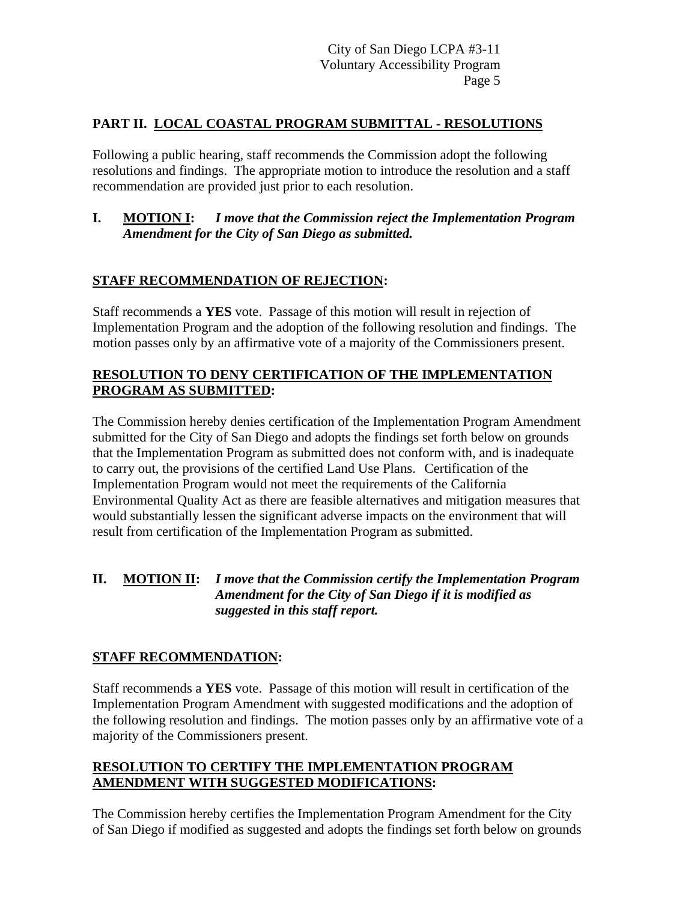## PART II. LOCAL COASTAL PROGRAM SUBMITTAL - RESOLUTIONS

Following a public hearing, staff recommends the Commission adopt the following resolutions and findings. The appropriate motion to introduce the resolution and a staff recommendation are provided just prior to each resolution.

**I. MOTION I:** ***I move that the Commission reject the Implementation Program Amendment for the City of San Diego as submitted.***

**STAFF RECOMMENDATION OF REJECTION:**

Staff recommends a **YES** vote. Passage of this motion will result in rejection of Implementation Program and the adoption of the following resolution and findings. The motion passes only by an affirmative vote of a majority of the Commissioners present.

**RESOLUTION TO DENY CERTIFICATION OF THE IMPLEMENTATION PROGRAM AS SUBMITTED:**

The Commission hereby denies certification of the Implementation Program Amendment submitted for the City of San Diego and adopts the findings set forth below on grounds that the Implementation Program as submitted does not conform with, and is inadequate to carry out, the provisions of the certified Land Use Plans. Certification of the Implementation Program would not meet the requirements of the California Environmental Quality Act as there are feasible alternatives and mitigation measures that would substantially lessen the significant adverse impacts on the environment that will result from certification of the Implementation Program as submitted.

**II. MOTION II:** ***I move that the Commission certify the Implementation Program Amendment for the City of San Diego if it is modified as suggested in this staff report.***

**STAFF RECOMMENDATION:**

Staff recommends a **YES** vote. Passage of this motion will result in certification of the Implementation Program Amendment with suggested modifications and the adoption of the following resolution and findings. The motion passes only by an affirmative vote of a majority of the Commissioners present.

**RESOLUTION TO CERTIFY THE IMPLEMENTATION PROGRAM AMENDMENT WITH SUGGESTED MODIFICATIONS:**

The Commission hereby certifies the Implementation Program Amendment for the City of San Diego if modified as suggested and adopts the findings set forth below on grounds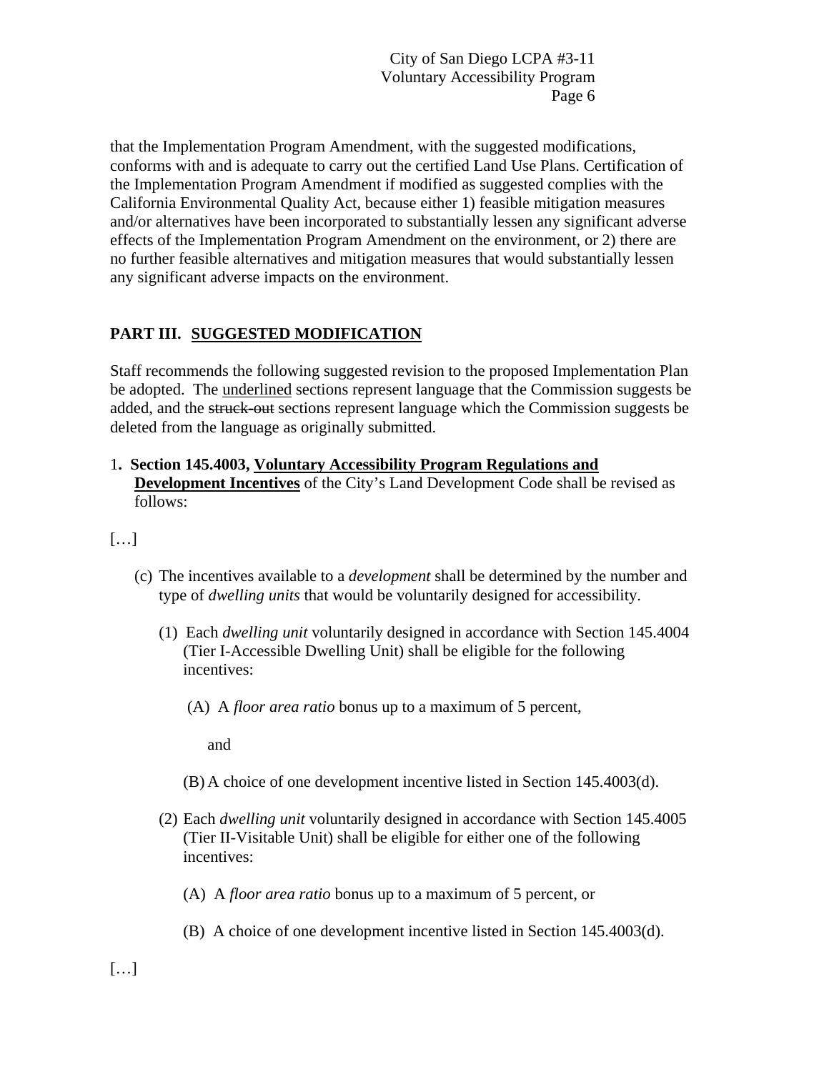that the Implementation Program Amendment, with the suggested modifications, conforms with and is adequate to carry out the certified Land Use Plans. Certification of the Implementation Program Amendment if modified as suggested complies with the California Environmental Quality Act, because either 1) feasible mitigation measures and/or alternatives have been incorporated to substantially lessen any significant adverse effects of the Implementation Program Amendment on the environment, or 2) there are no further feasible alternatives and mitigation measures that would substantially lessen any significant adverse impacts on the environment.

## PART III. <u>SUGGESTED MODIFICATION</u>

Staff recommends the following suggested revision to the proposed Implementation Plan be adopted. The <u>underlined</u> sections represent language that the Commission suggests be added, and the ~~struck-out~~ sections represent language which the Commission suggests be deleted from the language as originally submitted.

1. **Section 145.4003, <u>Voluntary Accessibility Program Regulations and Development Incentives</u>** of the City's Land Development Code shall be revised as follows:

[…]

(c) The incentives available to a *development* shall be determined by the number and type of *dwelling units* that would be voluntarily designed for accessibility.

(1) Each *dwelling unit* voluntarily designed in accordance with Section 145.4004 (Tier I-Accessible Dwelling Unit) shall be eligible for the following incentives:

(A) A *floor area ratio* bonus up to a maximum of 5 percent,

and

(B) A choice of one development incentive listed in Section 145.4003(d).

(2) Each *dwelling unit* voluntarily designed in accordance with Section 145.4005 (Tier II-Visitable Unit) shall be eligible for either one of the following incentives:

(A) A *floor area ratio* bonus up to a maximum of 5 percent, or

(B) A choice of one development incentive listed in Section 145.4003(d).

[…]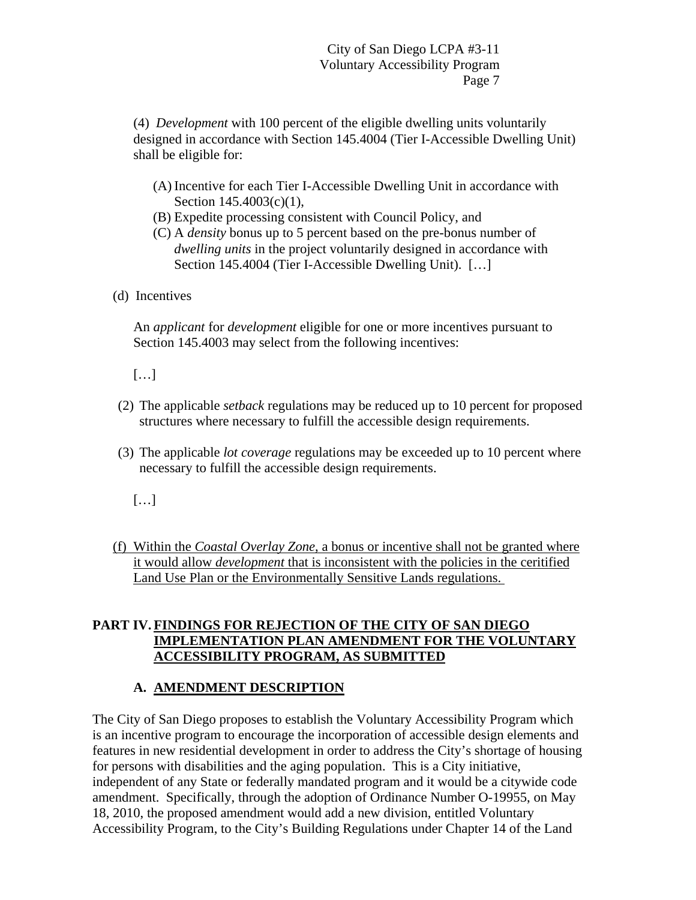(4) *Development* with 100 percent of the eligible dwelling units voluntarily designed in accordance with Section 145.4004 (Tier I-Accessible Dwelling Unit) shall be eligible for:

(A) Incentive for each Tier I-Accessible Dwelling Unit in accordance with Section 145.4003(c)(1),
(B) Expedite processing consistent with Council Policy, and
(C) A *density* bonus up to 5 percent based on the pre-bonus number of *dwelling units* in the project voluntarily designed in accordance with Section 145.4004 (Tier I-Accessible Dwelling Unit). […]

(d) Incentives

An *applicant* for *development* eligible for one or more incentives pursuant to Section 145.4003 may select from the following incentives:

[…]

(2) The applicable *setback* regulations may be reduced up to 10 percent for proposed structures where necessary to fulfill the accessible design requirements.

(3) The applicable *lot coverage* regulations may be exceeded up to 10 percent where necessary to fulfill the accessible design requirements.

[…]

<u>(f) Within the *Coastal Overlay Zone*, a bonus or incentive shall not be granted where it would allow *development* that is inconsistent with the policies in the ceritified Land Use Plan or the Environmentally Sensitive Lands regulations.</u>

## PART IV. <u>FINDINGS FOR REJECTION OF THE CITY OF SAN DIEGO IMPLEMENTATION PLAN AMENDMENT FOR THE VOLUNTARY ACCESSIBILITY PROGRAM, AS SUBMITTED</u>

### A. <u>AMENDMENT DESCRIPTION</u>

The City of San Diego proposes to establish the Voluntary Accessibility Program which is an incentive program to encourage the incorporation of accessible design elements and features in new residential development in order to address the City's shortage of housing for persons with disabilities and the aging population. This is a City initiative, independent of any State or federally mandated program and it would be a citywide code amendment. Specifically, through the adoption of Ordinance Number O-19955, on May 18, 2010, the proposed amendment would add a new division, entitled Voluntary Accessibility Program, to the City's Building Regulations under Chapter 14 of the Land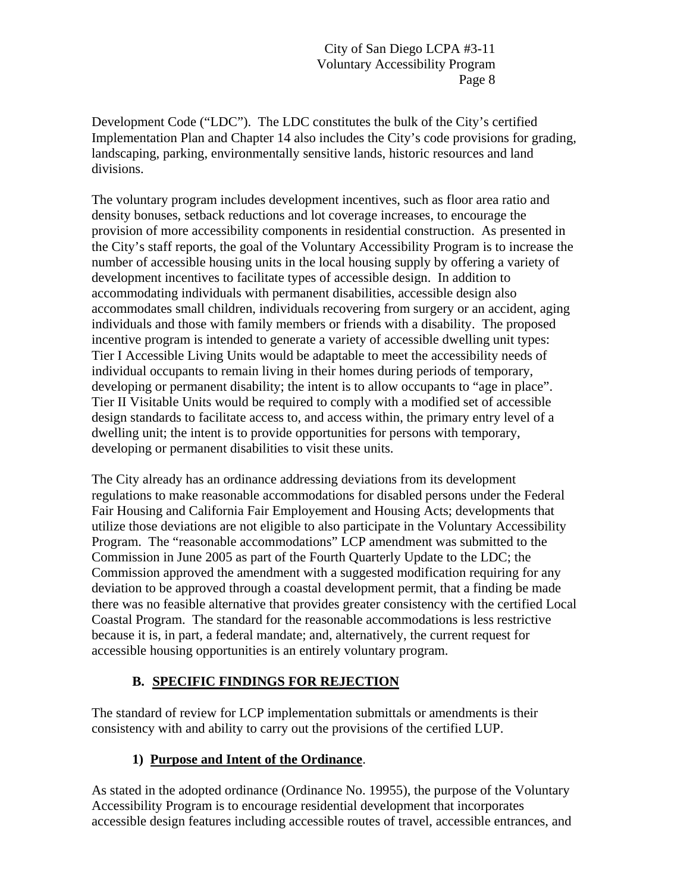Development Code ("LDC"). The LDC constitutes the bulk of the City's certified Implementation Plan and Chapter 14 also includes the City's code provisions for grading, landscaping, parking, environmentally sensitive lands, historic resources and land divisions.

The voluntary program includes development incentives, such as floor area ratio and density bonuses, setback reductions and lot coverage increases, to encourage the provision of more accessibility components in residential construction. As presented in the City's staff reports, the goal of the Voluntary Accessibility Program is to increase the number of accessible housing units in the local housing supply by offering a variety of development incentives to facilitate types of accessible design. In addition to accommodating individuals with permanent disabilities, accessible design also accommodates small children, individuals recovering from surgery or an accident, aging individuals and those with family members or friends with a disability. The proposed incentive program is intended to generate a variety of accessible dwelling unit types: Tier I Accessible Living Units would be adaptable to meet the accessibility needs of individual occupants to remain living in their homes during periods of temporary, developing or permanent disability; the intent is to allow occupants to "age in place". Tier II Visitable Units would be required to comply with a modified set of accessible design standards to facilitate access to, and access within, the primary entry level of a dwelling unit; the intent is to provide opportunities for persons with temporary, developing or permanent disabilities to visit these units.

The City already has an ordinance addressing deviations from its development regulations to make reasonable accommodations for disabled persons under the Federal Fair Housing and California Fair Employement and Housing Acts; developments that utilize those deviations are not eligible to also participate in the Voluntary Accessibility Program. The "reasonable accommodations" LCP amendment was submitted to the Commission in June 2005 as part of the Fourth Quarterly Update to the LDC; the Commission approved the amendment with a suggested modification requiring for any deviation to be approved through a coastal development permit, that a finding be made there was no feasible alternative that provides greater consistency with the certified Local Coastal Program. The standard for the reasonable accommodations is less restrictive because it is, in part, a federal mandate; and, alternatively, the current request for accessible housing opportunities is an entirely voluntary program.

## B. SPECIFIC FINDINGS FOR REJECTION

The standard of review for LCP implementation submittals or amendments is their consistency with and ability to carry out the provisions of the certified LUP.

### 1) Purpose and Intent of the Ordinance.

As stated in the adopted ordinance (Ordinance No. 19955), the purpose of the Voluntary Accessibility Program is to encourage residential development that incorporates accessible design features including accessible routes of travel, accessible entrances, and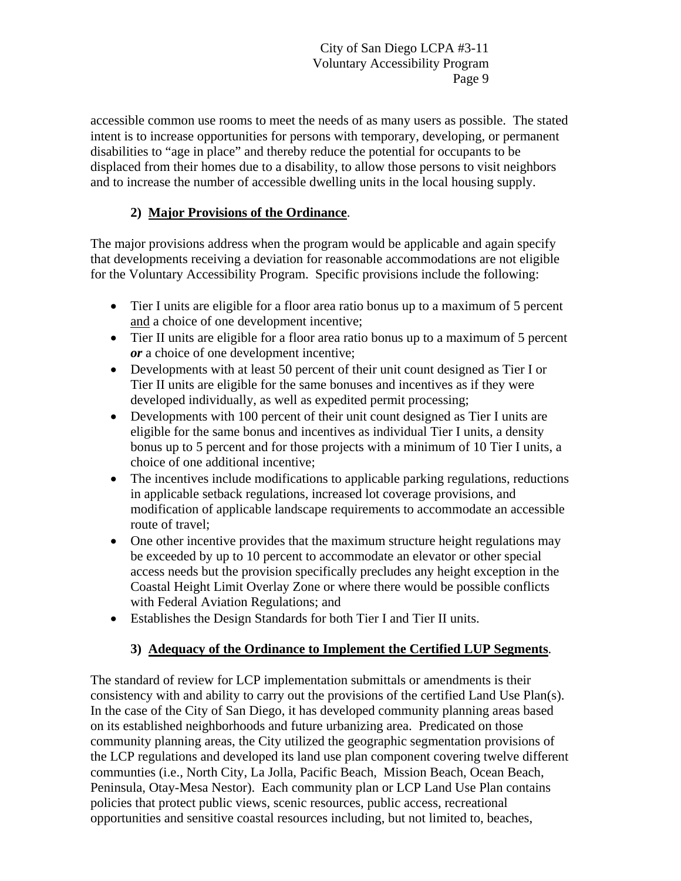accessible common use rooms to meet the needs of as many users as possible. The stated intent is to increase opportunities for persons with temporary, developing, or permanent disabilities to "age in place" and thereby reduce the potential for occupants to be displaced from their homes due to a disability, to allow those persons to visit neighbors and to increase the number of accessible dwelling units in the local housing supply.

**2) Major Provisions of the Ordinance**.

The major provisions address when the program would be applicable and again specify that developments receiving a deviation for reasonable accommodations are not eligible for the Voluntary Accessibility Program. Specific provisions include the following:

- Tier I units are eligible for a floor area ratio bonus up to a maximum of 5 percent and a choice of one development incentive;
- Tier II units are eligible for a floor area ratio bonus up to a maximum of 5 percent ***or*** a choice of one development incentive;
- Developments with at least 50 percent of their unit count designed as Tier I or Tier II units are eligible for the same bonuses and incentives as if they were developed individually, as well as expedited permit processing;
- Developments with 100 percent of their unit count designed as Tier I units are eligible for the same bonus and incentives as individual Tier I units, a density bonus up to 5 percent and for those projects with a minimum of 10 Tier I units, a choice of one additional incentive;
- The incentives include modifications to applicable parking regulations, reductions in applicable setback regulations, increased lot coverage provisions, and modification of applicable landscape requirements to accommodate an accessible route of travel;
- One other incentive provides that the maximum structure height regulations may be exceeded by up to 10 percent to accommodate an elevator or other special access needs but the provision specifically precludes any height exception in the Coastal Height Limit Overlay Zone or where there would be possible conflicts with Federal Aviation Regulations; and
- Establishes the Design Standards for both Tier I and Tier II units.

**3) Adequacy of the Ordinance to Implement the Certified LUP Segments**.

The standard of review for LCP implementation submittals or amendments is their consistency with and ability to carry out the provisions of the certified Land Use Plan(s). In the case of the City of San Diego, it has developed community planning areas based on its established neighborhoods and future urbanizing area. Predicated on those community planning areas, the City utilized the geographic segmentation provisions of the LCP regulations and developed its land use plan component covering twelve different communties (i.e., North City, La Jolla, Pacific Beach, Mission Beach, Ocean Beach, Peninsula, Otay-Mesa Nestor). Each community plan or LCP Land Use Plan contains policies that protect public views, scenic resources, public access, recreational opportunities and sensitive coastal resources including, but not limited to, beaches,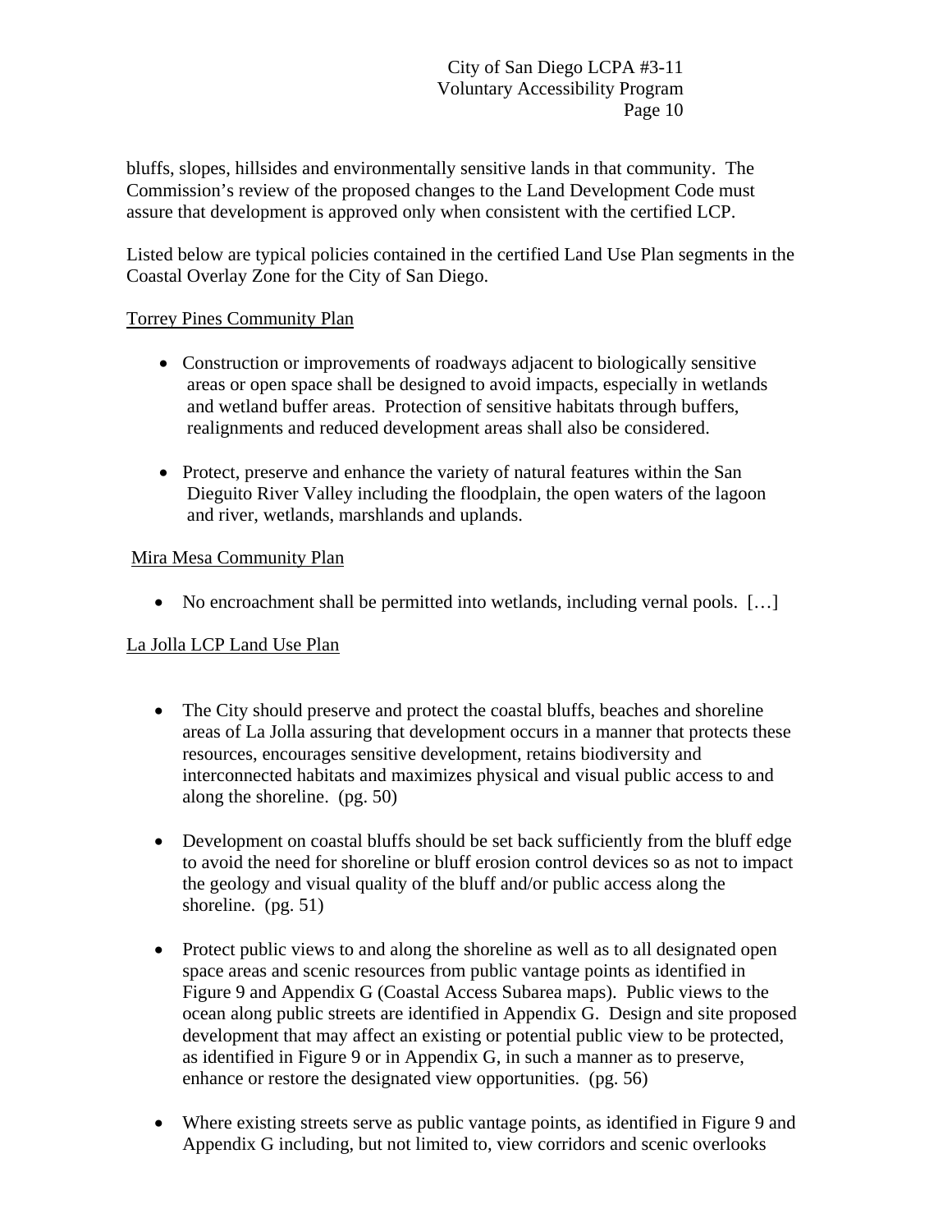bluffs, slopes, hillsides and environmentally sensitive lands in that community. The Commission's review of the proposed changes to the Land Development Code must assure that development is approved only when consistent with the certified LCP.

Listed below are typical policies contained in the certified Land Use Plan segments in the Coastal Overlay Zone for the City of San Diego.

<u>Torrey Pines Community Plan</u>

- Construction or improvements of roadways adjacent to biologically sensitive areas or open space shall be designed to avoid impacts, especially in wetlands and wetland buffer areas. Protection of sensitive habitats through buffers, realignments and reduced development areas shall also be considered.

- Protect, preserve and enhance the variety of natural features within the San Dieguito River Valley including the floodplain, the open waters of the lagoon and river, wetlands, marshlands and uplands.

<u>Mira Mesa Community Plan</u>

- No encroachment shall be permitted into wetlands, including vernal pools. […]

<u>La Jolla LCP Land Use Plan</u>

- The City should preserve and protect the coastal bluffs, beaches and shoreline areas of La Jolla assuring that development occurs in a manner that protects these resources, encourages sensitive development, retains biodiversity and interconnected habitats and maximizes physical and visual public access to and along the shoreline. (pg. 50)

- Development on coastal bluffs should be set back sufficiently from the bluff edge to avoid the need for shoreline or bluff erosion control devices so as not to impact the geology and visual quality of the bluff and/or public access along the shoreline. (pg. 51)

- Protect public views to and along the shoreline as well as to all designated open space areas and scenic resources from public vantage points as identified in Figure 9 and Appendix G (Coastal Access Subarea maps). Public views to the ocean along public streets are identified in Appendix G. Design and site proposed development that may affect an existing or potential public view to be protected, as identified in Figure 9 or in Appendix G, in such a manner as to preserve, enhance or restore the designated view opportunities. (pg. 56)

- Where existing streets serve as public vantage points, as identified in Figure 9 and Appendix G including, but not limited to, view corridors and scenic overlooks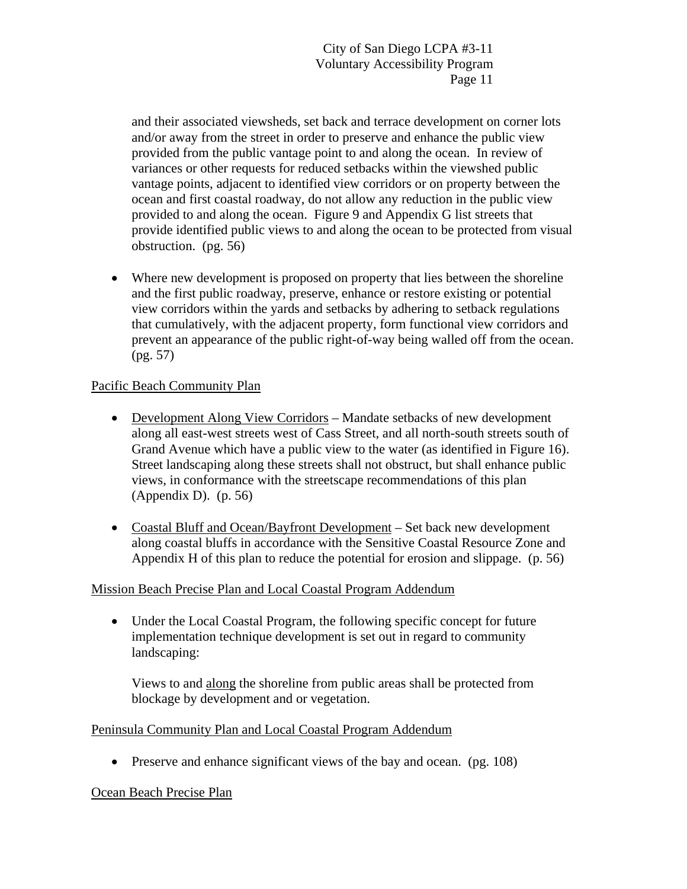and their associated viewsheds, set back and terrace development on corner lots and/or away from the street in order to preserve and enhance the public view provided from the public vantage point to and along the ocean. In review of variances or other requests for reduced setbacks within the viewshed public vantage points, adjacent to identified view corridors or on property between the ocean and first coastal roadway, do not allow any reduction in the public view provided to and along the ocean. Figure 9 and Appendix G list streets that provide identified public views to and along the ocean to be protected from visual obstruction. (pg. 56)

- Where new development is proposed on property that lies between the shoreline and the first public roadway, preserve, enhance or restore existing or potential view corridors within the yards and setbacks by adhering to setback regulations that cumulatively, with the adjacent property, form functional view corridors and prevent an appearance of the public right-of-way being walled off from the ocean. (pg. 57)

<u>Pacific Beach Community Plan</u>

- <u>Development Along View Corridors</u> – Mandate setbacks of new development along all east-west streets west of Cass Street, and all north-south streets south of Grand Avenue which have a public view to the water (as identified in Figure 16). Street landscaping along these streets shall not obstruct, but shall enhance public views, in conformance with the streetscape recommendations of this plan (Appendix D). (p. 56)

- <u>Coastal Bluff and Ocean/Bayfront Development</u> – Set back new development along coastal bluffs in accordance with the Sensitive Coastal Resource Zone and Appendix H of this plan to reduce the potential for erosion and slippage. (p. 56)

<u>Mission Beach Precise Plan and Local Coastal Program Addendum</u>

- Under the Local Coastal Program, the following specific concept for future implementation technique development is set out in regard to community landscaping:

  Views to and <u>along</u> the shoreline from public areas shall be protected from blockage by development and or vegetation.

<u>Peninsula Community Plan and Local Coastal Program Addendum</u>

- Preserve and enhance significant views of the bay and ocean. (pg. 108)

<u>Ocean Beach Precise Plan</u>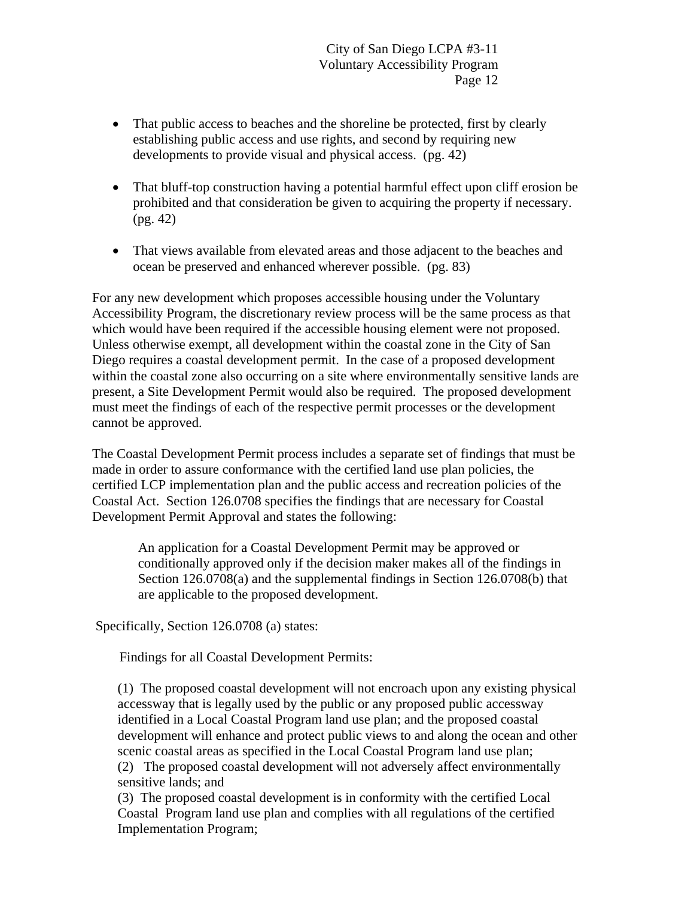- That public access to beaches and the shoreline be protected, first by clearly establishing public access and use rights, and second by requiring new developments to provide visual and physical access. (pg. 42)

- That bluff-top construction having a potential harmful effect upon cliff erosion be prohibited and that consideration be given to acquiring the property if necessary. (pg. 42)

- That views available from elevated areas and those adjacent to the beaches and ocean be preserved and enhanced wherever possible. (pg. 83)

For any new development which proposes accessible housing under the Voluntary Accessibility Program, the discretionary review process will be the same process as that which would have been required if the accessible housing element were not proposed. Unless otherwise exempt, all development within the coastal zone in the City of San Diego requires a coastal development permit. In the case of a proposed development within the coastal zone also occurring on a site where environmentally sensitive lands are present, a Site Development Permit would also be required. The proposed development must meet the findings of each of the respective permit processes or the development cannot be approved.

The Coastal Development Permit process includes a separate set of findings that must be made in order to assure conformance with the certified land use plan policies, the certified LCP implementation plan and the public access and recreation policies of the Coastal Act. Section 126.0708 specifies the findings that are necessary for Coastal Development Permit Approval and states the following:

> An application for a Coastal Development Permit may be approved or conditionally approved only if the decision maker makes all of the findings in Section 126.0708(a) and the supplemental findings in Section 126.0708(b) that are applicable to the proposed development.

Specifically, Section 126.0708 (a) states:

> Findings for all Coastal Development Permits:
>
> (1) The proposed coastal development will not encroach upon any existing physical accessway that is legally used by the public or any proposed public accessway identified in a Local Coastal Program land use plan; and the proposed coastal development will enhance and protect public views to and along the ocean and other scenic coastal areas as specified in the Local Coastal Program land use plan;
> (2) The proposed coastal development will not adversely affect environmentally sensitive lands; and
> (3) The proposed coastal development is in conformity with the certified Local Coastal Program land use plan and complies with all regulations of the certified Implementation Program;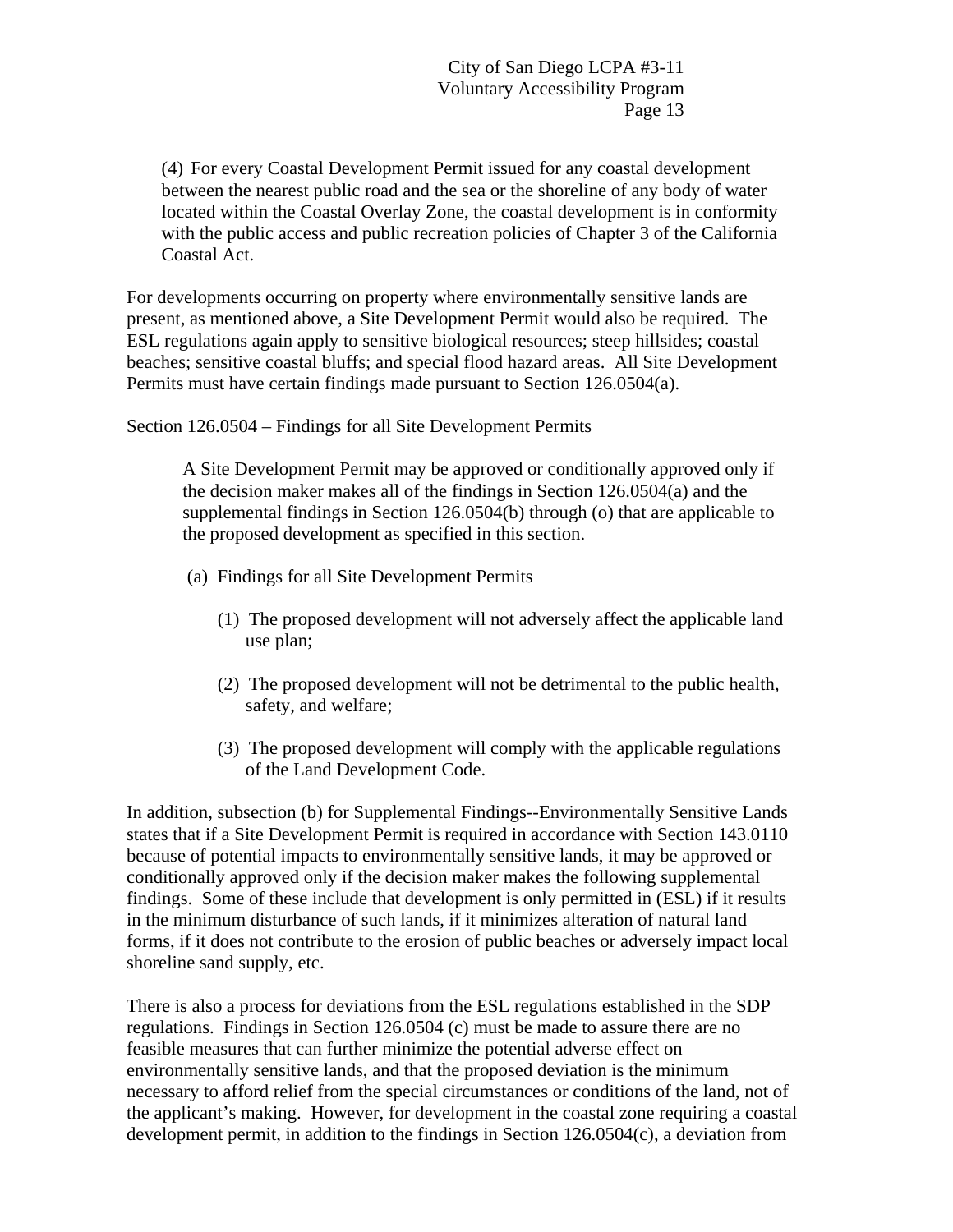(4) For every Coastal Development Permit issued for any coastal development between the nearest public road and the sea or the shoreline of any body of water located within the Coastal Overlay Zone, the coastal development is in conformity with the public access and public recreation policies of Chapter 3 of the California Coastal Act.

For developments occurring on property where environmentally sensitive lands are present, as mentioned above, a Site Development Permit would also be required. The ESL regulations again apply to sensitive biological resources; steep hillsides; coastal beaches; sensitive coastal bluffs; and special flood hazard areas. All Site Development Permits must have certain findings made pursuant to Section 126.0504(a).

Section 126.0504 – Findings for all Site Development Permits

> A Site Development Permit may be approved or conditionally approved only if the decision maker makes all of the findings in Section 126.0504(a) and the supplemental findings in Section 126.0504(b) through (o) that are applicable to the proposed development as specified in this section.
>
> (a) Findings for all Site Development Permits
>
> (1) The proposed development will not adversely affect the applicable land use plan;
>
> (2) The proposed development will not be detrimental to the public health, safety, and welfare;
>
> (3) The proposed development will comply with the applicable regulations of the Land Development Code.

In addition, subsection (b) for Supplemental Findings--Environmentally Sensitive Lands states that if a Site Development Permit is required in accordance with Section 143.0110 because of potential impacts to environmentally sensitive lands, it may be approved or conditionally approved only if the decision maker makes the following supplemental findings. Some of these include that development is only permitted in (ESL) if it results in the minimum disturbance of such lands, if it minimizes alteration of natural land forms, if it does not contribute to the erosion of public beaches or adversely impact local shoreline sand supply, etc.

There is also a process for deviations from the ESL regulations established in the SDP regulations. Findings in Section 126.0504 (c) must be made to assure there are no feasible measures that can further minimize the potential adverse effect on environmentally sensitive lands, and that the proposed deviation is the minimum necessary to afford relief from the special circumstances or conditions of the land, not of the applicant's making. However, for development in the coastal zone requiring a coastal development permit, in addition to the findings in Section 126.0504(c), a deviation from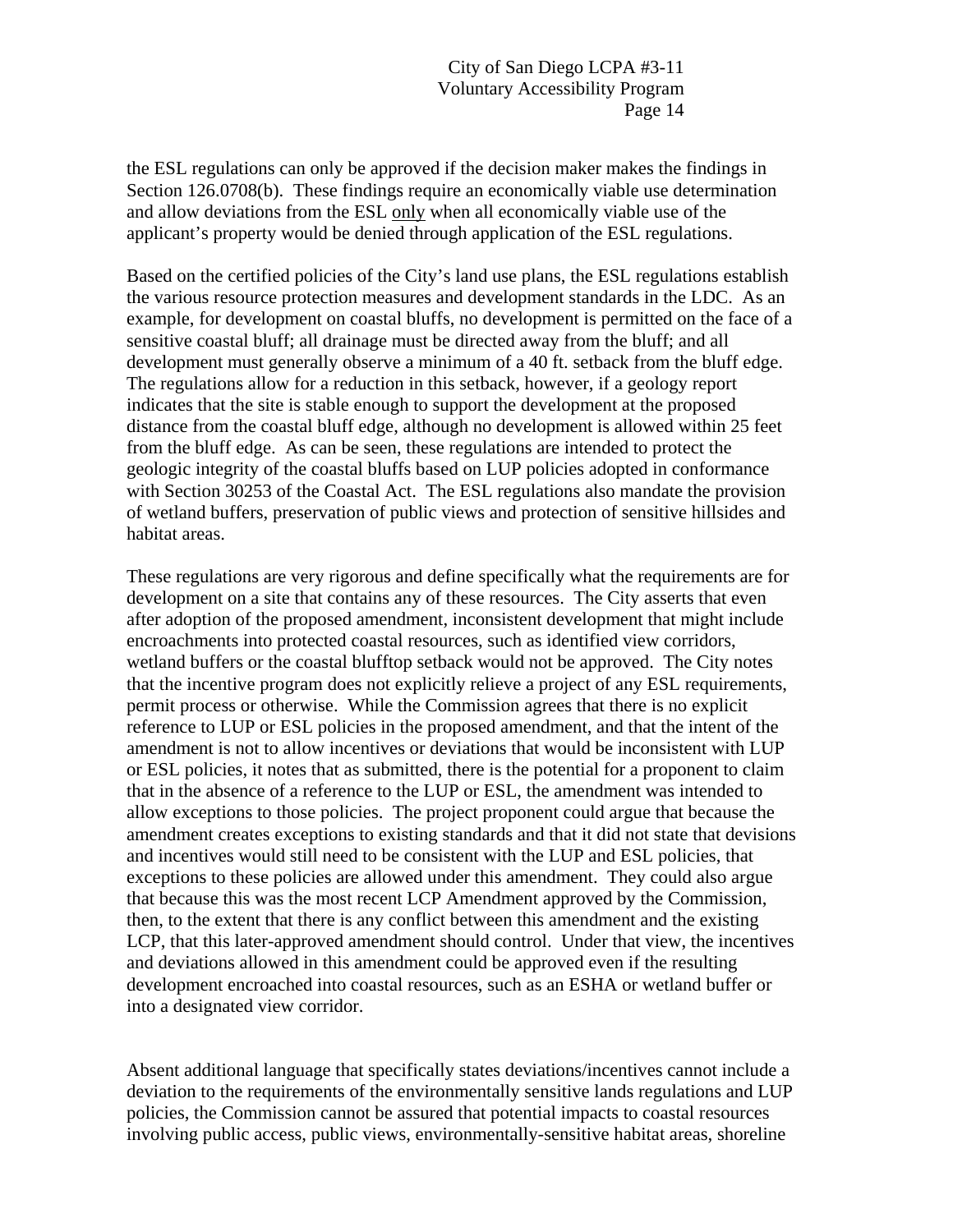the ESL regulations can only be approved if the decision maker makes the findings in Section 126.0708(b). These findings require an economically viable use determination and allow deviations from the ESL only when all economically viable use of the applicant's property would be denied through application of the ESL regulations.

Based on the certified policies of the City's land use plans, the ESL regulations establish the various resource protection measures and development standards in the LDC. As an example, for development on coastal bluffs, no development is permitted on the face of a sensitive coastal bluff; all drainage must be directed away from the bluff; and all development must generally observe a minimum of a 40 ft. setback from the bluff edge. The regulations allow for a reduction in this setback, however, if a geology report indicates that the site is stable enough to support the development at the proposed distance from the coastal bluff edge, although no development is allowed within 25 feet from the bluff edge. As can be seen, these regulations are intended to protect the geologic integrity of the coastal bluffs based on LUP policies adopted in conformance with Section 30253 of the Coastal Act. The ESL regulations also mandate the provision of wetland buffers, preservation of public views and protection of sensitive hillsides and habitat areas.

These regulations are very rigorous and define specifically what the requirements are for development on a site that contains any of these resources. The City asserts that even after adoption of the proposed amendment, inconsistent development that might include encroachments into protected coastal resources, such as identified view corridors, wetland buffers or the coastal blufftop setback would not be approved. The City notes that the incentive program does not explicitly relieve a project of any ESL requirements, permit process or otherwise. While the Commission agrees that there is no explicit reference to LUP or ESL policies in the proposed amendment, and that the intent of the amendment is not to allow incentives or deviations that would be inconsistent with LUP or ESL policies, it notes that as submitted, there is the potential for a proponent to claim that in the absence of a reference to the LUP or ESL, the amendment was intended to allow exceptions to those policies. The project proponent could argue that because the amendment creates exceptions to existing standards and that it did not state that devisions and incentives would still need to be consistent with the LUP and ESL policies, that exceptions to these policies are allowed under this amendment. They could also argue that because this was the most recent LCP Amendment approved by the Commission, then, to the extent that there is any conflict between this amendment and the existing LCP, that this later-approved amendment should control. Under that view, the incentives and deviations allowed in this amendment could be approved even if the resulting development encroached into coastal resources, such as an ESHA or wetland buffer or into a designated view corridor.

Absent additional language that specifically states deviations/incentives cannot include a deviation to the requirements of the environmentally sensitive lands regulations and LUP policies, the Commission cannot be assured that potential impacts to coastal resources involving public access, public views, environmentally-sensitive habitat areas, shoreline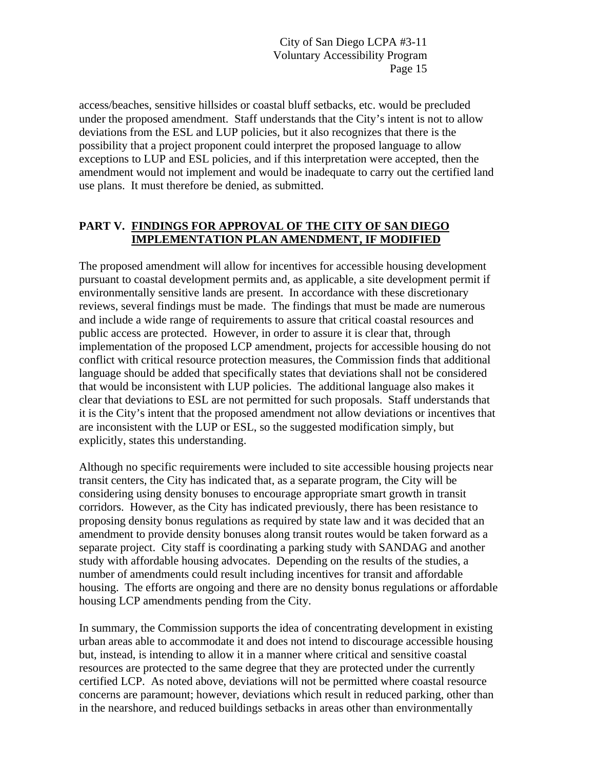access/beaches, sensitive hillsides or coastal bluff setbacks, etc. would be precluded under the proposed amendment. Staff understands that the City's intent is not to allow deviations from the ESL and LUP policies, but it also recognizes that there is the possibility that a project proponent could interpret the proposed language to allow exceptions to LUP and ESL policies, and if this interpretation were accepted, then the amendment would not implement and would be inadequate to carry out the certified land use plans. It must therefore be denied, as submitted.

## PART V. <u>FINDINGS FOR APPROVAL OF THE CITY OF SAN DIEGO IMPLEMENTATION PLAN AMENDMENT, IF MODIFIED</u>

The proposed amendment will allow for incentives for accessible housing development pursuant to coastal development permits and, as applicable, a site development permit if environmentally sensitive lands are present. In accordance with these discretionary reviews, several findings must be made. The findings that must be made are numerous and include a wide range of requirements to assure that critical coastal resources and public access are protected. However, in order to assure it is clear that, through implementation of the proposed LCP amendment, projects for accessible housing do not conflict with critical resource protection measures, the Commission finds that additional language should be added that specifically states that deviations shall not be considered that would be inconsistent with LUP policies. The additional language also makes it clear that deviations to ESL are not permitted for such proposals. Staff understands that it is the City's intent that the proposed amendment not allow deviations or incentives that are inconsistent with the LUP or ESL, so the suggested modification simply, but explicitly, states this understanding.

Although no specific requirements were included to site accessible housing projects near transit centers, the City has indicated that, as a separate program, the City will be considering using density bonuses to encourage appropriate smart growth in transit corridors. However, as the City has indicated previously, there has been resistance to proposing density bonus regulations as required by state law and it was decided that an amendment to provide density bonuses along transit routes would be taken forward as a separate project. City staff is coordinating a parking study with SANDAG and another study with affordable housing advocates. Depending on the results of the studies, a number of amendments could result including incentives for transit and affordable housing. The efforts are ongoing and there are no density bonus regulations or affordable housing LCP amendments pending from the City.

In summary, the Commission supports the idea of concentrating development in existing urban areas able to accommodate it and does not intend to discourage accessible housing but, instead, is intending to allow it in a manner where critical and sensitive coastal resources are protected to the same degree that they are protected under the currently certified LCP. As noted above, deviations will not be permitted where coastal resource concerns are paramount; however, deviations which result in reduced parking, other than in the nearshore, and reduced buildings setbacks in areas other than environmentally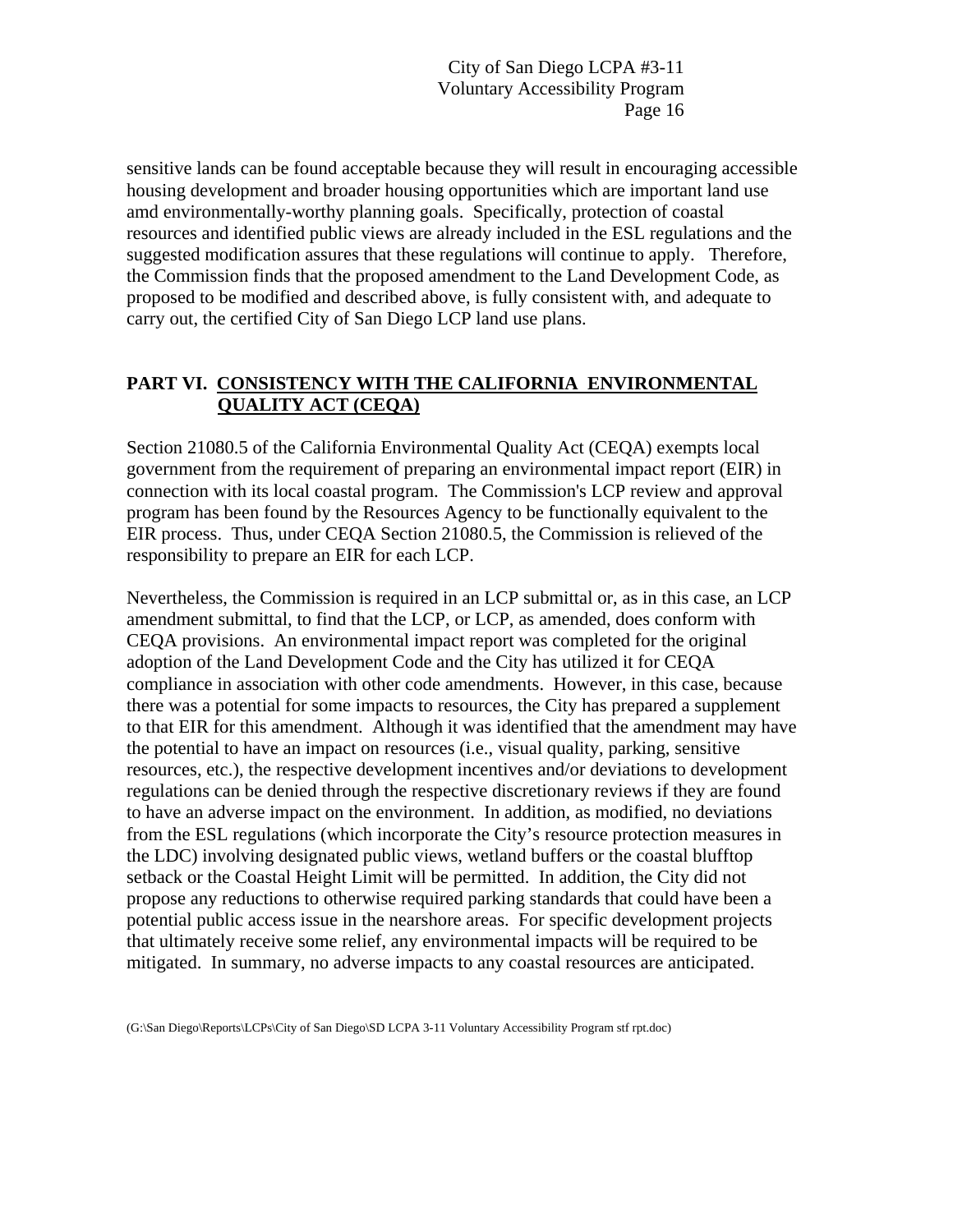sensitive lands can be found acceptable because they will result in encouraging accessible housing development and broader housing opportunities which are important land use amd environmentally-worthy planning goals. Specifically, protection of coastal resources and identified public views are already included in the ESL regulations and the suggested modification assures that these regulations will continue to apply. Therefore, the Commission finds that the proposed amendment to the Land Development Code, as proposed to be modified and described above, is fully consistent with, and adequate to carry out, the certified City of San Diego LCP land use plans.

## PART VI. CONSISTENCY WITH THE CALIFORNIA ENVIRONMENTAL QUALITY ACT (CEQA)

Section 21080.5 of the California Environmental Quality Act (CEQA) exempts local government from the requirement of preparing an environmental impact report (EIR) in connection with its local coastal program. The Commission's LCP review and approval program has been found by the Resources Agency to be functionally equivalent to the EIR process. Thus, under CEQA Section 21080.5, the Commission is relieved of the responsibility to prepare an EIR for each LCP.

Nevertheless, the Commission is required in an LCP submittal or, as in this case, an LCP amendment submittal, to find that the LCP, or LCP, as amended, does conform with CEQA provisions. An environmental impact report was completed for the original adoption of the Land Development Code and the City has utilized it for CEQA compliance in association with other code amendments. However, in this case, because there was a potential for some impacts to resources, the City has prepared a supplement to that EIR for this amendment. Although it was identified that the amendment may have the potential to have an impact on resources (i.e., visual quality, parking, sensitive resources, etc.), the respective development incentives and/or deviations to development regulations can be denied through the respective discretionary reviews if they are found to have an adverse impact on the environment. In addition, as modified, no deviations from the ESL regulations (which incorporate the City's resource protection measures in the LDC) involving designated public views, wetland buffers or the coastal blufftop setback or the Coastal Height Limit will be permitted. In addition, the City did not propose any reductions to otherwise required parking standards that could have been a potential public access issue in the nearshore areas. For specific development projects that ultimately receive some relief, any environmental impacts will be required to be mitigated. In summary, no adverse impacts to any coastal resources are anticipated.

(G:\San Diego\Reports\LCPs\City of San Diego\SD LCPA 3-11 Voluntary Accessibility Program stf rpt.doc)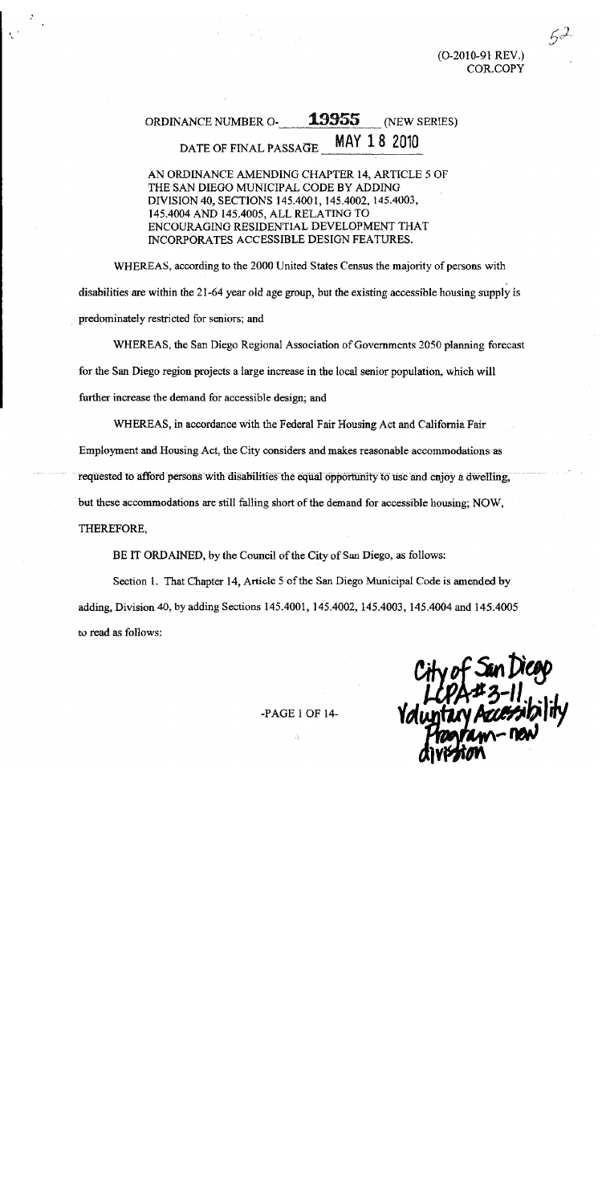(O-2010-91 REV.)
COR.COPY

ORDINANCE NUMBER O- 19955 (NEW SERIES)

DATE OF FINAL PASSAGE MAY 18 2010

AN ORDINANCE AMENDING CHAPTER 14, ARTICLE 5 OF THE SAN DIEGO MUNICIPAL CODE BY ADDING DIVISION 40, SECTIONS 145.4001, 145.4002, 145.4003, 145.4004 AND 145.4005, ALL RELATING TO ENCOURAGING RESIDENTIAL DEVELOPMENT THAT INCORPORATES ACCESSIBLE DESIGN FEATURES.

WHEREAS, according to the 2000 United States Census the majority of persons with disabilities are within the 21-64 year old age group, but the existing accessible housing supply is predominately restricted for seniors; and

WHEREAS, the San Diego Regional Association of Governments 2050 planning forecast for the San Diego region projects a large increase in the local senior population, which will further increase the demand for accessible design; and

WHEREAS, in accordance with the Federal Fair Housing Act and California Fair Employment and Housing Act, the City considers and makes reasonable accommodations as requested to afford persons with disabilities the equal opportunity to use and enjoy a dwelling, but these accommodations are still falling short of the demand for accessible housing; NOW, THEREFORE,

BE IT ORDAINED, by the Council of the City of San Diego, as follows:

Section 1. That Chapter 14, Article 5 of the San Diego Municipal Code is amended by adding, Division 40, by adding Sections 145.4001, 145.4002, 145.4003, 145.4004 and 145.4005 to read as follows:

City of San Diego LCPA #3-11 Voluntary Accessibility Program - new division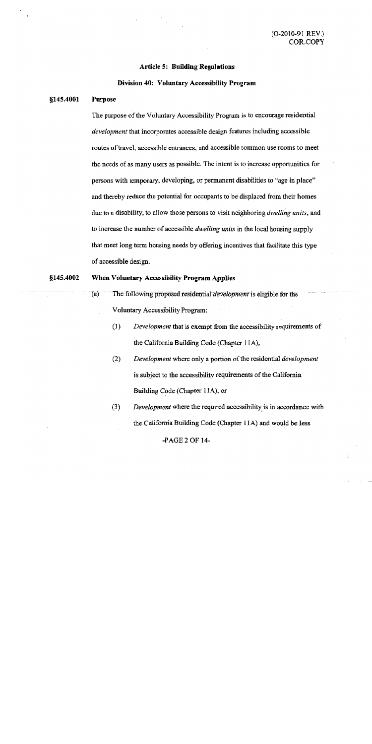### Article 5: Building Regulations

### Division 40: Voluntary Accessibility Program

**§145.4001 Purpose**

The purpose of the Voluntary Accessibility Program is to encourage residential *development* that incorporates accessible design features including accessible routes of travel, accessible entrances, and accessible common use rooms to meet the needs of as many users as possible. The intent is to increase opportunities for persons with temporary, developing, or permanent disabilities to "age in place" and thereby reduce the potential for occupants to be displaced from their homes due to a disability, to allow those persons to visit neighboring *dwelling units*, and to increase the number of accessible *dwelling units* in the local housing supply that meet long term housing needs by offering incentives that facilitate this type of accessible design.

**§145.4002 When Voluntary Accessibility Program Applies**

(a) The following proposed residential *development* is eligible for the Voluntary Accessibility Program:

(1) *Development* that is exempt from the accessibility requirements of the California Building Code (Chapter 11A),

(2) *Development* where only a portion of the residential *development* is subject to the accessibility requirements of the California Building Code (Chapter 11A), or

(3) *Development* where the required accessibility is in accordance with the California Building Code (Chapter 11A) and would be less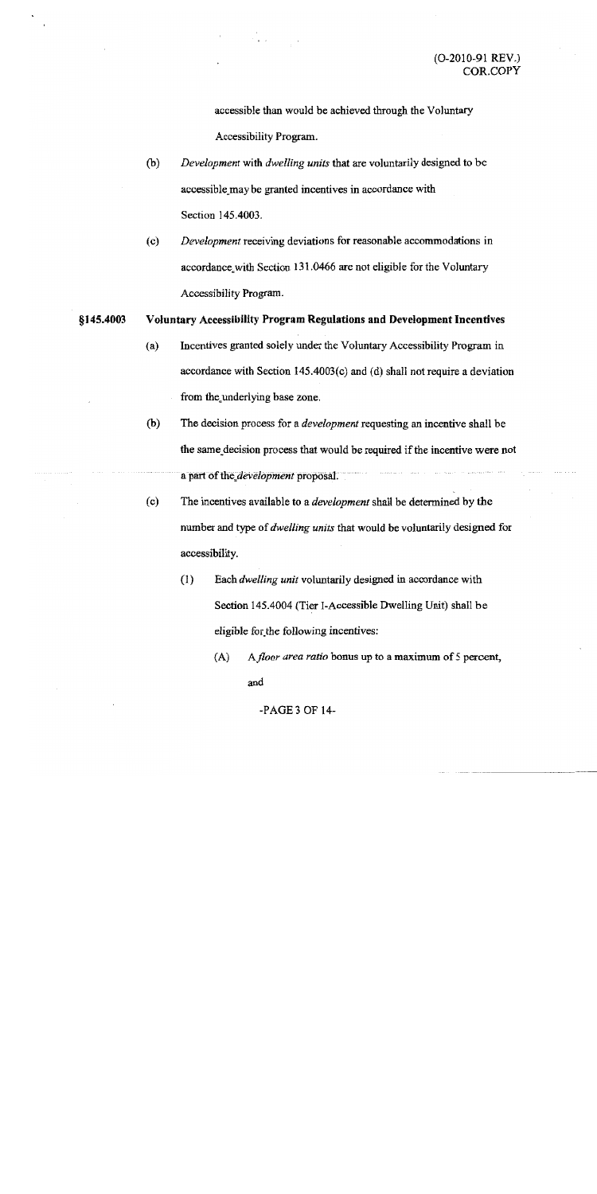accessible than would be achieved through the Voluntary Accessibility Program.

(b) *Development* with *dwelling units* that are voluntarily designed to be accessible may be granted incentives in accordance with Section 145.4003.

(c) *Development* receiving deviations for reasonable accommodations in accordance with Section 131.0466 are not eligible for the Voluntary Accessibility Program.

**§145.4003 Voluntary Accessibility Program Regulations and Development Incentives**

(a) Incentives granted solely under the Voluntary Accessibility Program in accordance with Section 145.4003(c) and (d) shall not require a deviation from the underlying base zone.

(b) The decision process for a *development* requesting an incentive shall be the same decision process that would be required if the incentive were not a part of the *development* proposal.

(c) The incentives available to a *development* shall be determined by the number and type of *dwelling units* that would be voluntarily designed for accessibility.

(1) Each *dwelling unit* voluntarily designed in accordance with Section 145.4004 (Tier I-Accessible Dwelling Unit) shall be eligible for the following incentives:

(A) A *floor area ratio* bonus up to a maximum of 5 percent, and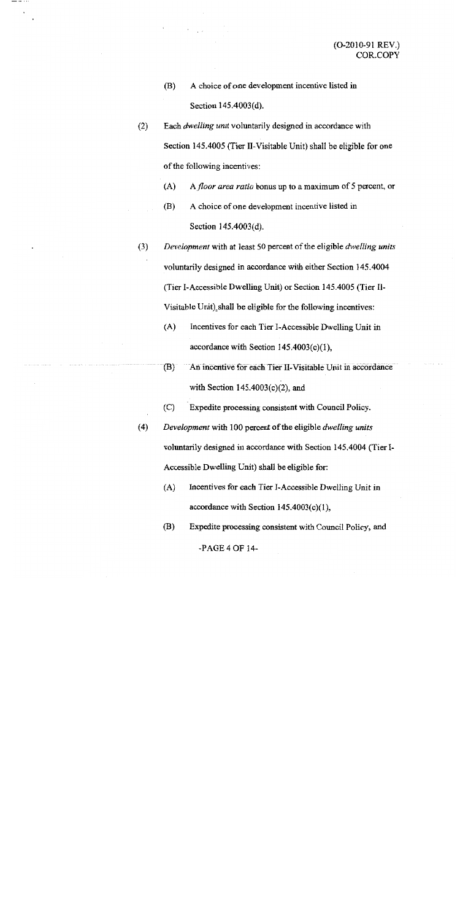(B) A choice of one development incentive listed in Section 145.4003(d).

(2) Each *dwelling unit* voluntarily designed in accordance with Section 145.4005 (Tier II-Visitable Unit) shall be eligible for one of the following incentives:

(A) A *floor area ratio* bonus up to a maximum of 5 percent, or

(B) A choice of one development incentive listed in Section 145.4003(d).

(3) *Development* with at least 50 percent of the eligible *dwelling units* voluntarily designed in accordance with either Section 145.4004 (Tier I-Accessible Dwelling Unit) or Section 145.4005 (Tier II-Visitable Unit) shall be eligible for the following incentives:

(A) Incentives for each Tier I-Accessible Dwelling Unit in accordance with Section 145.4003(c)(1),

(B) An incentive for each Tier II-Visitable Unit in accordance with Section 145.4003(c)(2), and

(C) Expedite processing consistent with Council Policy.

(4) *Development* with 100 percent of the eligible *dwelling units* voluntarily designed in accordance with Section 145.4004 (Tier I-Accessible Dwelling Unit) shall be eligible for:

(A) Incentives for each Tier I-Accessible Dwelling Unit in accordance with Section 145.4003(c)(1),

(B) Expedite processing consistent with Council Policy, and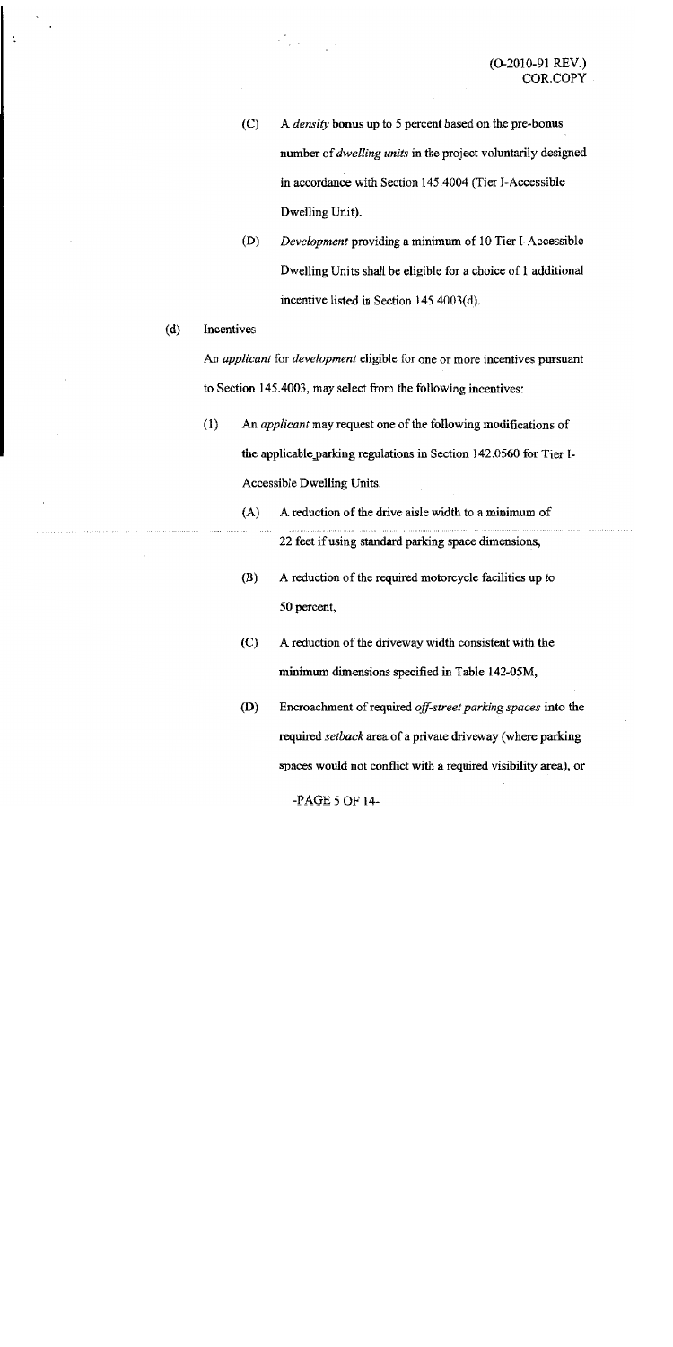(C) A *density* bonus up to 5 percent based on the pre-bonus number of *dwelling units* in the project voluntarily designed in accordance with Section 145.4004 (Tier I-Accessible Dwelling Unit).

(D) *Development* providing a minimum of 10 Tier I-Accessible Dwelling Units shall be eligible for a choice of 1 additional incentive listed in Section 145.4003(d).

(d) Incentives

An *applicant* for *development* eligible for one or more incentives pursuant to Section 145.4003, may select from the following incentives:

(1) An *applicant* may request one of the following modifications of the applicable parking regulations in Section 142.0560 for Tier I-Accessible Dwelling Units.

(A) A reduction of the drive aisle width to a minimum of 22 feet if using standard parking space dimensions,

(B) A reduction of the required motorcycle facilities up to 50 percent,

(C) A reduction of the driveway width consistent with the minimum dimensions specified in Table 142-05M,

(D) Encroachment of required *off-street parking spaces* into the required *setback* area of a private driveway (where parking spaces would not conflict with a required visibility area), or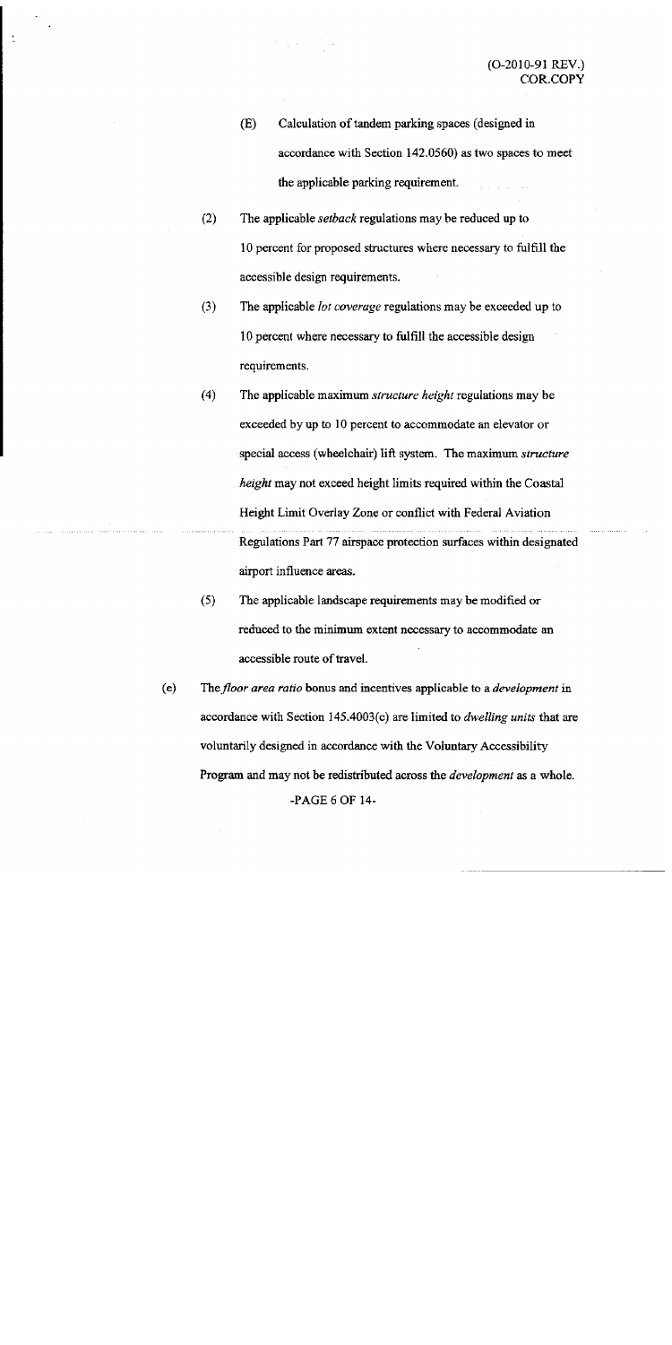(E) Calculation of tandem parking spaces (designed in accordance with Section 142.0560) as two spaces to meet the applicable parking requirement.

(2) The applicable *setback* regulations may be reduced up to 10 percent for proposed structures where necessary to fulfill the accessible design requirements.

(3) The applicable *lot coverage* regulations may be exceeded up to 10 percent where necessary to fulfill the accessible design requirements.

(4) The applicable maximum *structure height* regulations may be exceeded by up to 10 percent to accommodate an elevator or special access (wheelchair) lift system. The maximum *structure height* may not exceed height limits required within the Coastal Height Limit Overlay Zone or conflict with Federal Aviation Regulations Part 77 airspace protection surfaces within designated airport influence areas.

(5) The applicable landscape requirements may be modified or reduced to the minimum extent necessary to accommodate an accessible route of travel.

(e) The *floor area ratio* bonus and incentives applicable to a *development* in accordance with Section 145.4003(c) are limited to *dwelling units* that are voluntarily designed in accordance with the Voluntary Accessibility Program and may not be redistributed across the *development* as a whole.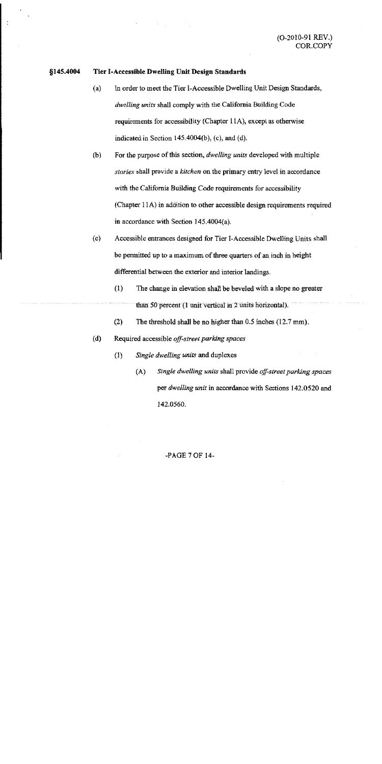**§145.4004 Tier I-Accessible Dwelling Unit Design Standards**

(a) In order to meet the Tier I-Accessible Dwelling Unit Design Standards, *dwelling units* shall comply with the California Building Code requirements for accessibility (Chapter 11A), except as otherwise indicated in Section 145.4004(b), (c), and (d).

(b) For the purpose of this section, *dwelling units* developed with multiple *stories* shall provide a *kitchen* on the primary entry level in accordance with the California Building Code requirements for accessibility (Chapter 11A) in addition to other accessible design requirements required in accordance with Section 145.4004(a).

(c) Accessible entrances designed for Tier I-Accessible Dwelling Units shall be permitted up to a maximum of three quarters of an inch in height differential between the exterior and interior landings.

(1) The change in elevation shall be beveled with a slope no greater than 50 percent (1 unit vertical in 2 units horizontal).

(2) The threshold shall be no higher than 0.5 inches (12.7 mm).

(d) Required accessible *off-street parking spaces*

(1) *Single dwelling units* and duplexes

(A) *Single dwelling units* shall provide *off-street parking spaces* per *dwelling unit* in accordance with Sections 142.0520 and 142.0560.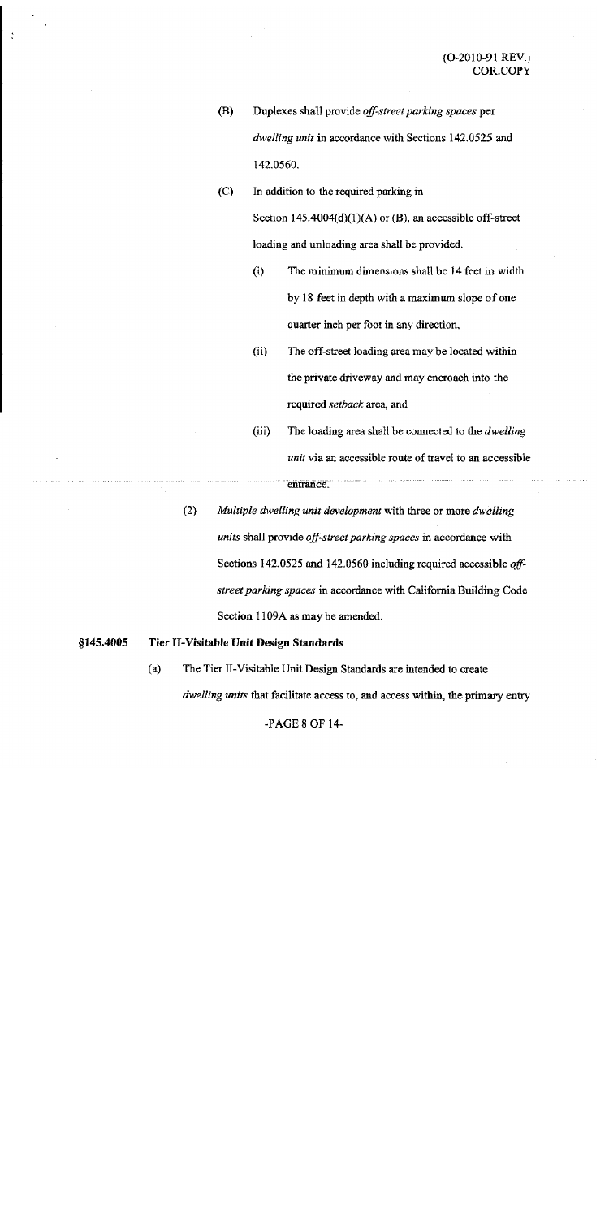(B) Duplexes shall provide *off-street parking spaces* per *dwelling unit* in accordance with Sections 142.0525 and 142.0560.

(C) In addition to the required parking in Section 145.4004(d)(1)(A) or (B), an accessible off-street loading and unloading area shall be provided.

(i) The minimum dimensions shall be 14 feet in width by 18 feet in depth with a maximum slope of one quarter inch per foot in any direction,

(ii) The off-street loading area may be located within the private driveway and may encroach into the required *setback* area, and

(iii) The loading area shall be connected to the *dwelling unit* via an accessible route of travel to an accessible entrance.

(2) *Multiple dwelling unit development* with three or more *dwelling units* shall provide *off-street parking spaces* in accordance with Sections 142.0525 and 142.0560 including required accessible *off-street parking spaces* in accordance with California Building Code Section 1109A as may be amended.

**§145.4005 Tier II-Visitable Unit Design Standards**

(a) The Tier II-Visitable Unit Design Standards are intended to create *dwelling units* that facilitate access to, and access within, the primary entry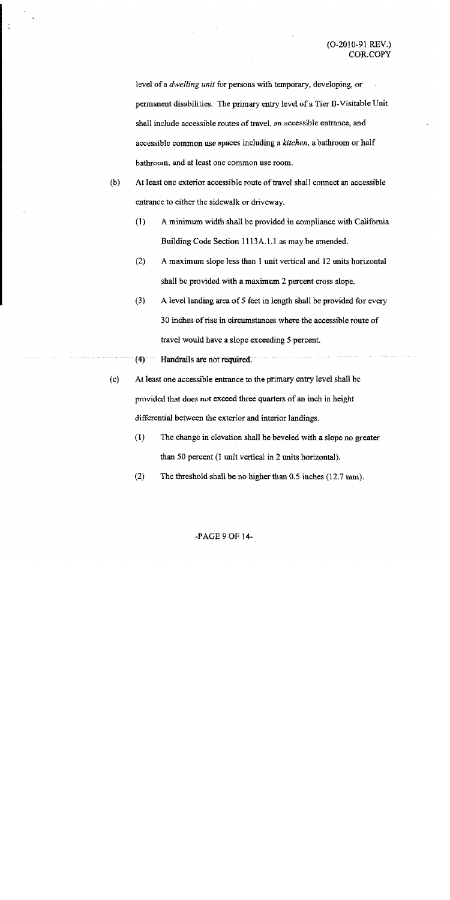level of a *dwelling unit* for persons with temporary, developing, or permanent disabilities. The primary entry level of a Tier II-Visitable Unit shall include accessible routes of travel, an accessible entrance, and accessible common use spaces including a *kitchen*, a bathroom or half bathroom, and at least one common use room.

(b) At least one exterior accessible route of travel shall connect an accessible entrance to either the sidewalk or driveway.

(1) A minimum width shall be provided in compliance with California Building Code Section 1113A.1.1 as may be amended.

(2) A maximum slope less than 1 unit vertical and 12 units horizontal shall be provided with a maximum 2 percent cross slope.

(3) A level landing area of 5 feet in length shall be provided for every 30 inches of rise in circumstances where the accessible route of travel would have a slope exceeding 5 percent.

(4) Handrails are not required.

(c) At least one accessible entrance to the primary entry level shall be provided that does not exceed three quarters of an inch in height differential between the exterior and interior landings.

(1) The change in elevation shall be beveled with a slope no greater than 50 percent (1 unit vertical in 2 units horizontal).

(2) The threshold shall be no higher than 0.5 inches (12.7 mm).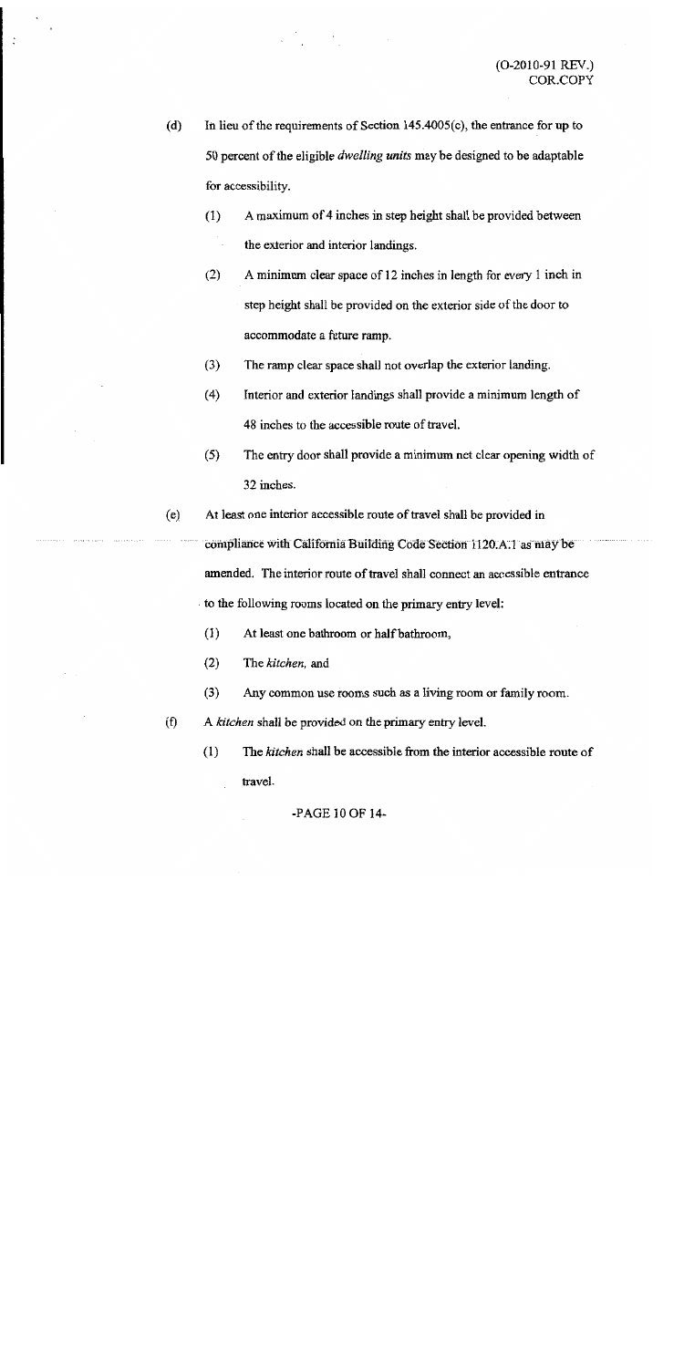(d) In lieu of the requirements of Section 145.4005(c), the entrance for up to 50 percent of the eligible *dwelling units* may be designed to be adaptable for accessibility.

(1) A maximum of 4 inches in step height shall be provided between the exterior and interior landings.

(2) A minimum clear space of 12 inches in length for every 1 inch in step height shall be provided on the exterior side of the door to accommodate a future ramp.

(3) The ramp clear space shall not overlap the exterior landing.

(4) Interior and exterior landings shall provide a minimum length of 48 inches to the accessible route of travel.

(5) The entry door shall provide a minimum net clear opening width of 32 inches.

(e) At least one interior accessible route of travel shall be provided in compliance with California Building Code Section 1120.A.1 as may be amended. The interior route of travel shall connect an accessible entrance to the following rooms located on the primary entry level:

(1) At least one bathroom or half bathroom,

(2) The *kitchen*, and

(3) Any common use rooms such as a living room or family room.

(f) A *kitchen* shall be provided on the primary entry level.

(1) The *kitchen* shall be accessible from the interior accessible route of travel.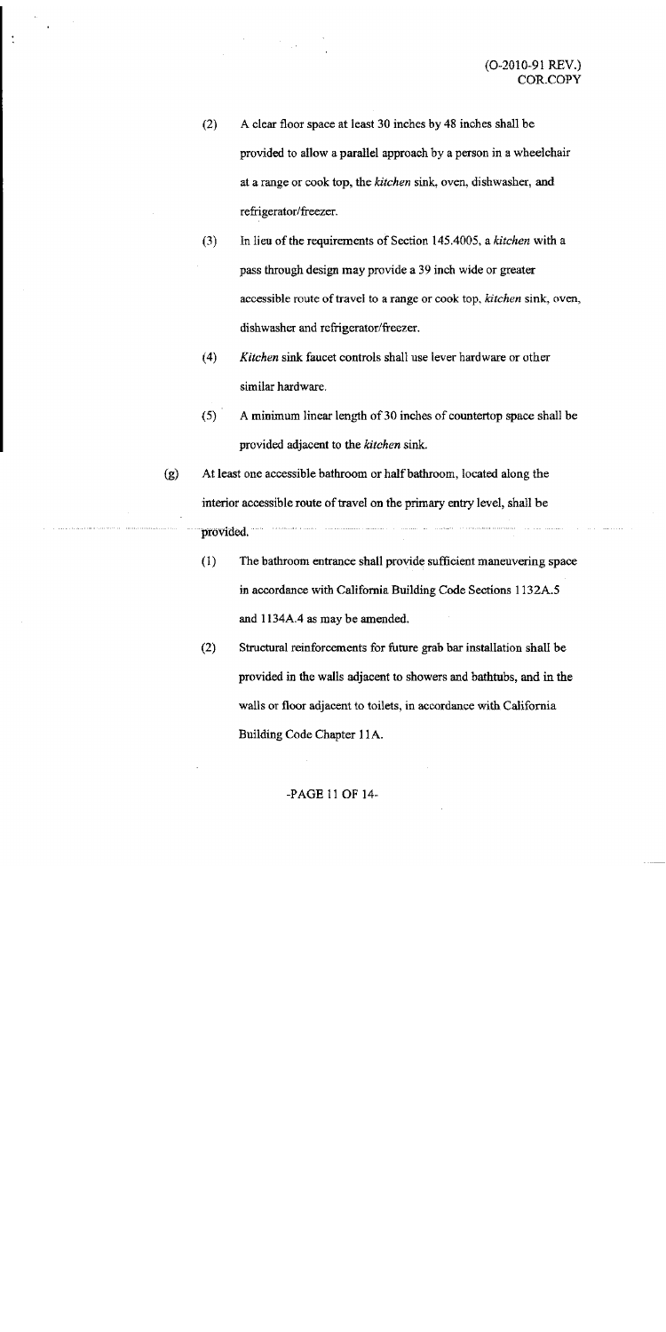(2) A clear floor space at least 30 inches by 48 inches shall be provided to allow a parallel approach by a person in a wheelchair at a range or cook top, the *kitchen* sink, oven, dishwasher, and refrigerator/freezer.

(3) In lieu of the requirements of Section 145.4005, a *kitchen* with a pass through design may provide a 39 inch wide or greater accessible route of travel to a range or cook top, *kitchen* sink, oven, dishwasher and refrigerator/freezer.

(4) *Kitchen* sink faucet controls shall use lever hardware or other similar hardware.

(5) A minimum linear length of 30 inches of countertop space shall be provided adjacent to the *kitchen* sink.

(g) At least one accessible bathroom or half bathroom, located along the interior accessible route of travel on the primary entry level, shall be provided.

(1) The bathroom entrance shall provide sufficient maneuvering space in accordance with California Building Code Sections 1132A.5 and 1134A.4 as may be amended.

(2) Structural reinforcements for future grab bar installation shall be provided in the walls adjacent to showers and bathtubs, and in the walls or floor adjacent to toilets, in accordance with California Building Code Chapter 11A.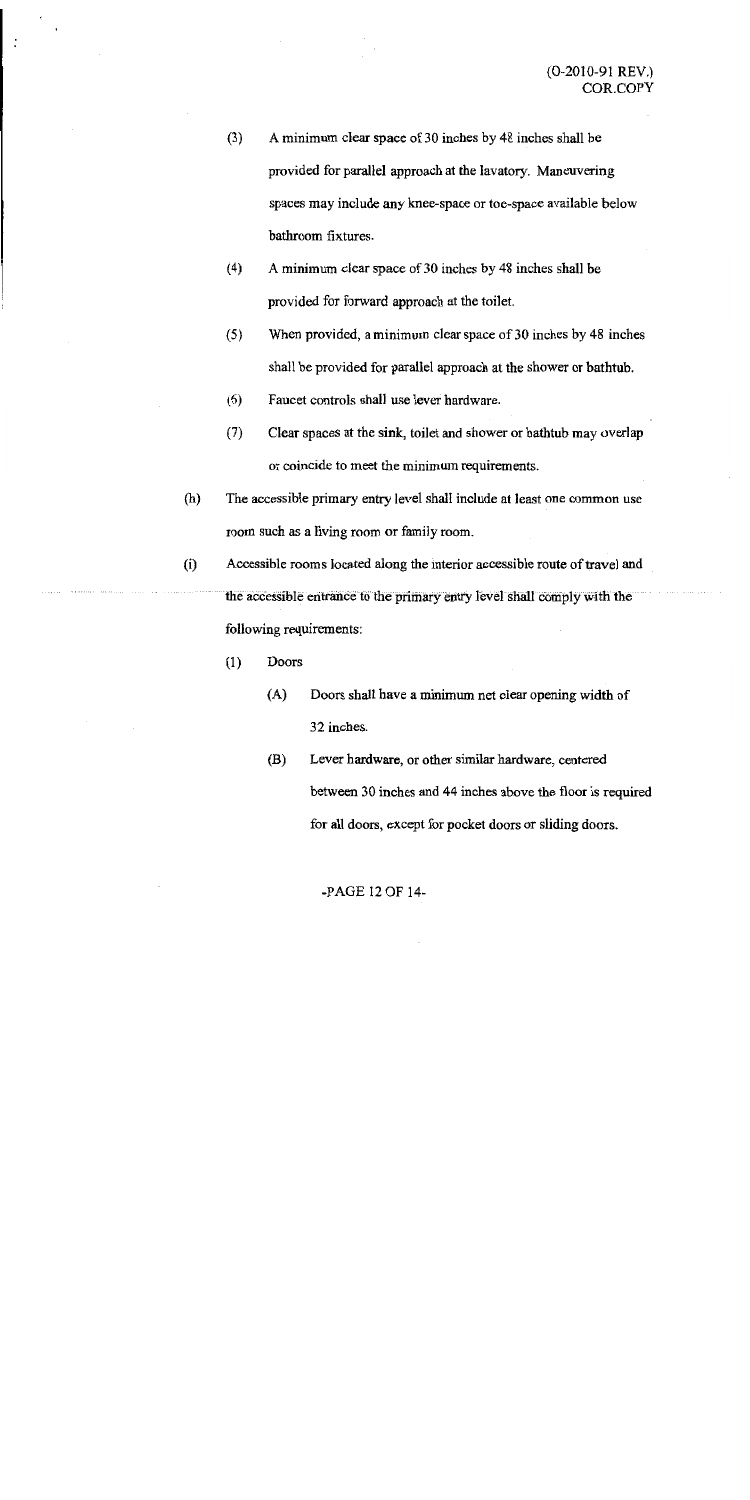(3) A minimum clear space of 30 inches by 48 inches shall be provided for parallel approach at the lavatory. Maneuvering spaces may include any knee-space or toe-space available below bathroom fixtures.

(4) A minimum clear space of 30 inches by 48 inches shall be provided for forward approach at the toilet.

(5) When provided, a minimum clear space of 30 inches by 48 inches shall be provided for parallel approach at the shower or bathtub.

(6) Faucet controls shall use lever hardware.

(7) Clear spaces at the sink, toilet and shower or bathtub may overlap or coincide to meet the minimum requirements.

(h) The accessible primary entry level shall include at least one common use room such as a living room or family room.

(i) Accessible rooms located along the interior accessible route of travel and the accessible entrance to the primary entry level shall comply with the following requirements:

(1) Doors

(A) Doors shall have a minimum net clear opening width of 32 inches.

(B) Lever hardware, or other similar hardware, centered between 30 inches and 44 inches above the floor is required for all doors, except for pocket doors or sliding doors.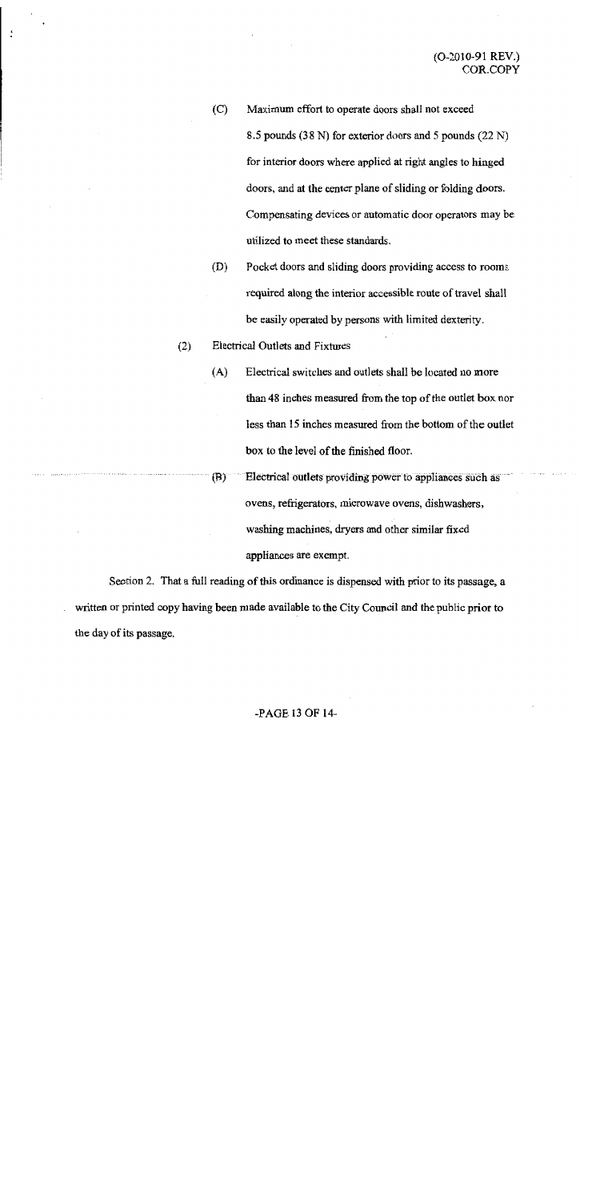(C) Maximum effort to operate doors shall not exceed 8.5 pounds (38 N) for exterior doors and 5 pounds (22 N) for interior doors where applied at right angles to hinged doors, and at the center plane of sliding or folding doors. Compensating devices or automatic door operators may be utilized to meet these standards.

(D) Pocket doors and sliding doors providing access to rooms required along the interior accessible route of travel shall be easily operated by persons with limited dexterity.

(2) Electrical Outlets and Fixtures

(A) Electrical switches and outlets shall be located no more than 48 inches measured from the top of the outlet box nor less than 15 inches measured from the bottom of the outlet box to the level of the finished floor.

(B) Electrical outlets providing power to appliances such as ovens, refrigerators, microwave ovens, dishwashers, washing machines, dryers and other similar fixed appliances are exempt.

Section 2. That a full reading of this ordinance is dispensed with prior to its passage, a written or printed copy having been made available to the City Council and the public prior to the day of its passage.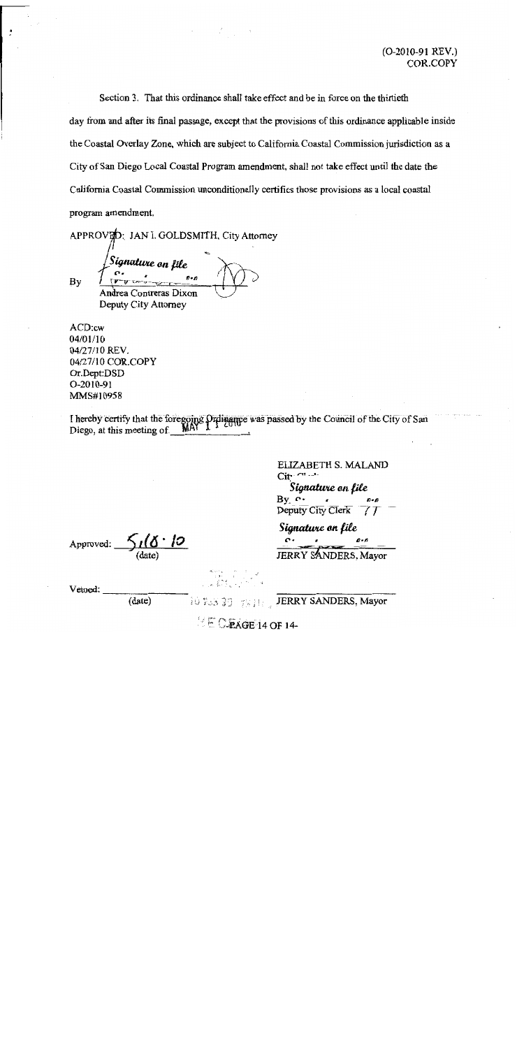(O-2010-91 REV.)
COR.COPY

Section 3. That this ordinance shall take effect and be in force on the thirtieth day from and after its final passage, except that the provisions of this ordinance applicable inside the Coastal Overlay Zone, which are subject to California Coastal Commission jurisdiction as a City of San Diego Local Coastal Program amendment, shall not take effect until the date the California Coastal Commission unconditionally certifies those provisions as a local coastal program amendment.

APPROVED: JAN I. GOLDSMITH, City Attorney

By *Signature on file*
Andrea Contreras Dixon
Deputy City Attorney

ACD:cw
04/01/10
04/27/10 REV.
04/27/10 COR.COPY
Or.Dept:DSD
O-2010-91
MMS#10958

I hereby certify that the foregoing Ordinance was passed by the Council of the City of San Diego, at this meeting of MAY 1 1 2010.

ELIZABETH S. MALAND
City Clerk
By *Signature on file*
Deputy City Clerk

Approved: 5/18/10
(date)

*Signature on file*
JERRY SANDERS, Mayor

Vetoed: ______________
(date)

JERRY SANDERS, Mayor